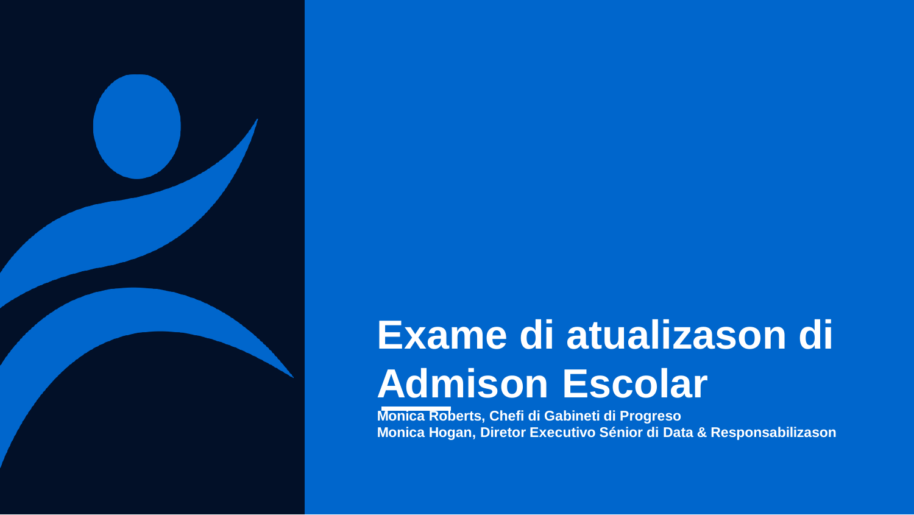# Exame di atualizason di Admison Escolar

**Monica Roberts, Chefi di Gabineti di Progreso**
**Monica Hogan, Diretor Executivo Sénior di Data & Responsabilizason**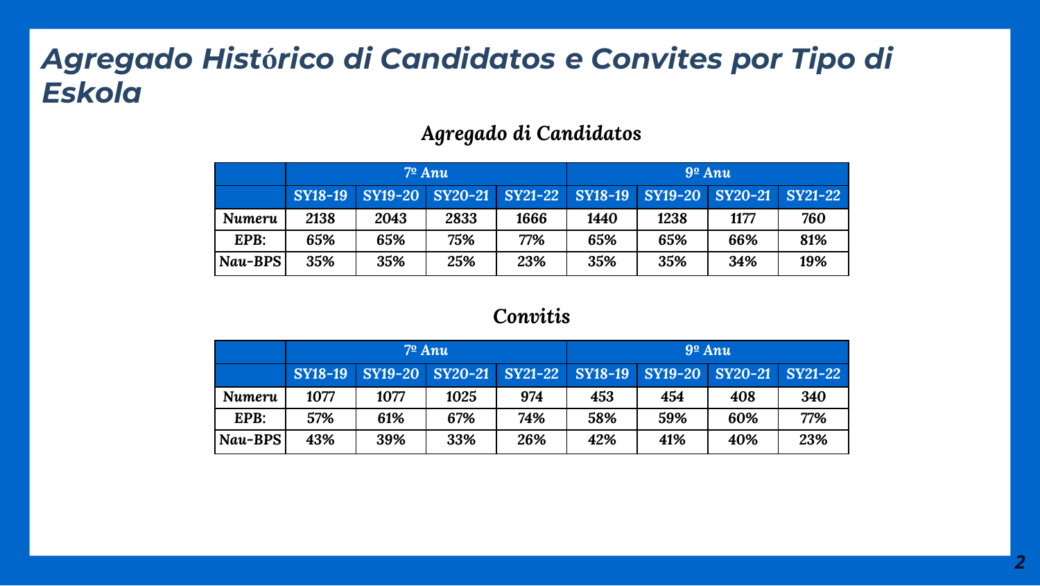# *Agregado Histórico di Candidatos e Convites por Tipo di Eskola*

## *Agregado di Candidatos*

| | *7º Anu* | | | | *9º Anu* | | | |
|---|---|---|---|---|---|---|---|---|
| | SY18-19 | SY19-20 | SY20-21 | SY21-22 | SY18-19 | SY19-20 | SY20-21 | SY21-22 |
| *Numeru* | 2138 | 2043 | 2833 | 1666 | 1440 | 1238 | 1177 | 760 |
| **EPB:** | 65% | 65% | 75% | 77% | 65% | 65% | 66% | 81% |
| *Nau-BPS* | 35% | 35% | 25% | 23% | 35% | 35% | 34% | 19% |

## *Convitis*

| | *7º Anu* | | | | *9º Anu* | | | |
|---|---|---|---|---|---|---|---|---|
| | SY18-19 | SY19-20 | SY20-21 | SY21-22 | SY18-19 | SY19-20 | SY20-21 | SY21-22 |
| *Numeru* | 1077 | 1077 | 1025 | 974 | 453 | 454 | 408 | 340 |
| **EPB:** | 57% | 61% | 67% | 74% | 58% | 59% | 60% | 77% |
| *Nau-BPS* | 43% | 39% | 33% | 26% | 42% | 41% | 40% | 23% |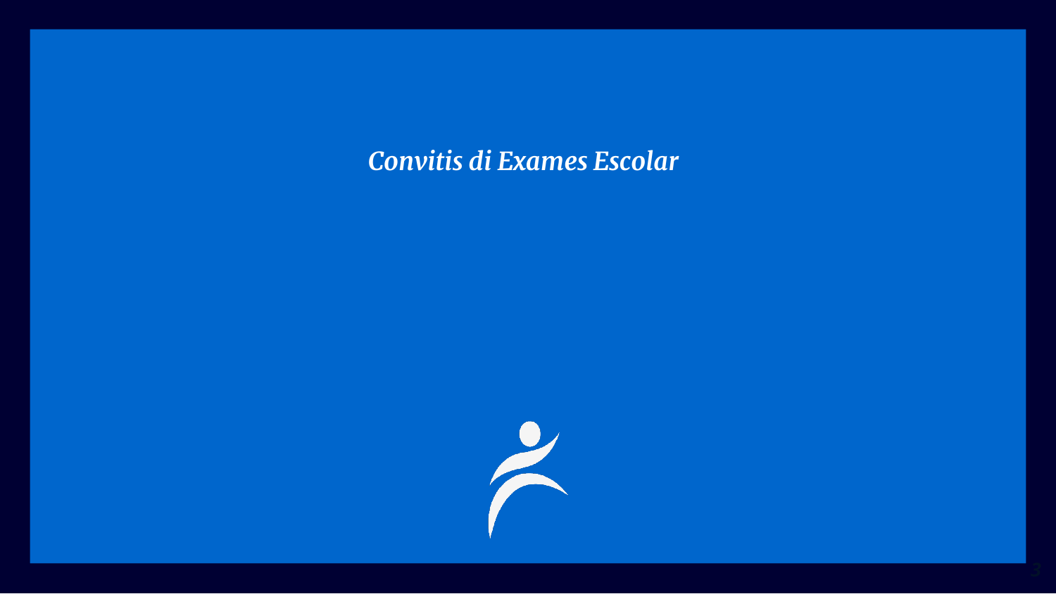*Convitis di Exames Escolar*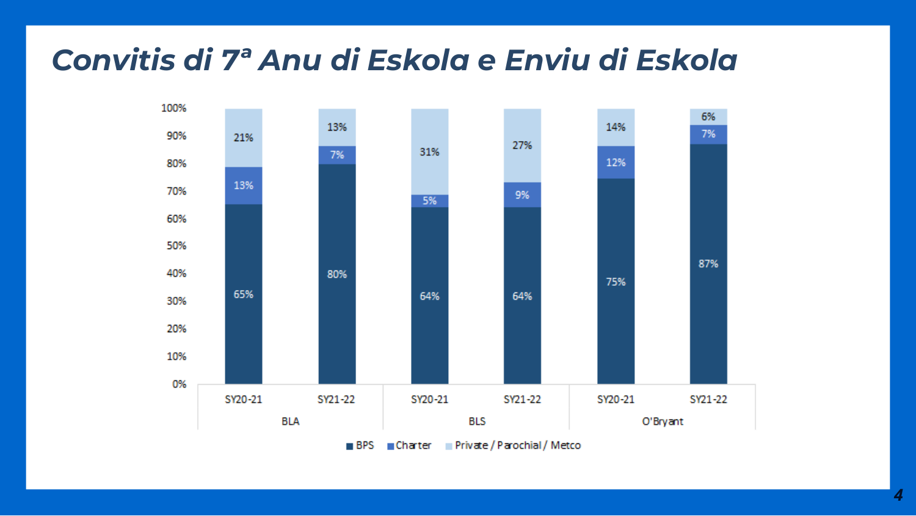# Convitis di 7ª Anu di Eskola e Enviu di Eskola

| | BLA SY20-21 | BLA SY21-22 | BLS SY20-21 | BLS SY21-22 | O'Bryant SY20-21 | O'Bryant SY21-22 |
|---|---|---|---|---|---|---|
| BPS | 65% | 80% | 64% | 64% | 75% | 87% |
| Charter | 13% | 7% | 5% | 9% | 12% | 7% |
| Private / Parochial / Metco | 21% | 13% | 31% | 27% | 14% | 6% |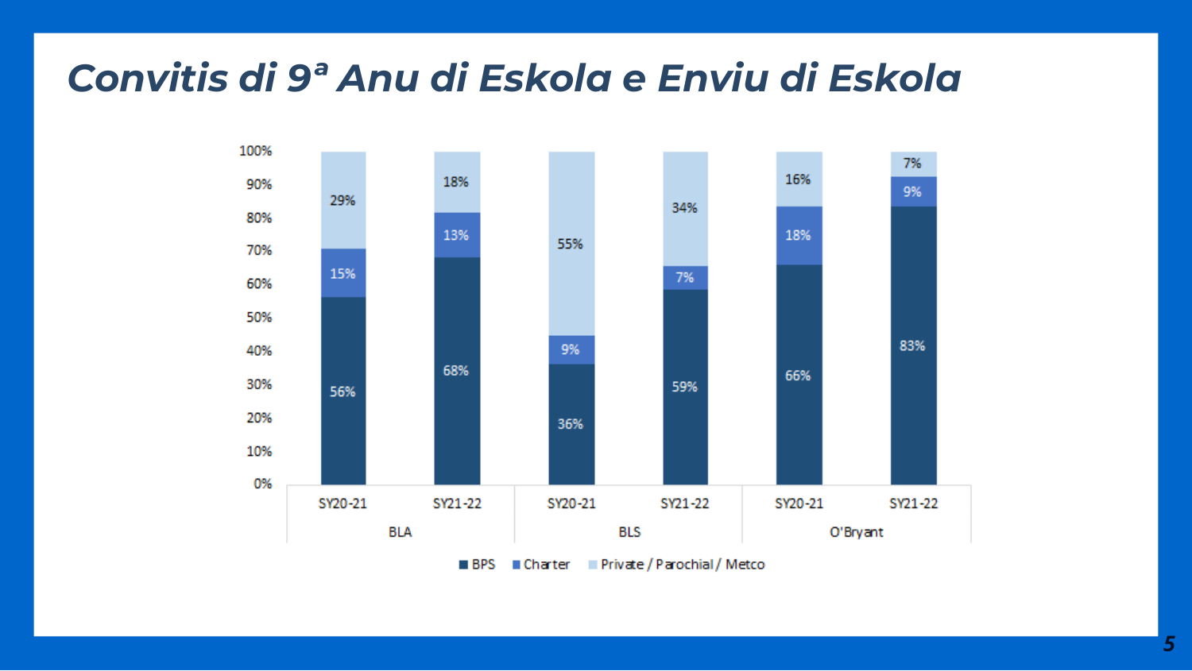# Convitis di 9ª Anu di Eskola e Enviu di Eskola

| | | BPS | Charter | Private / Parochial / Metco |
|---|---|---|---|---|
| BLA | SY20-21 | 56% | 15% | 29% |
| | SY21-22 | 68% | 13% | 18% |
| BLS | SY20-21 | 36% | 9% | 55% |
| | SY21-22 | 59% | 7% | 34% |
| O'Bryant | SY20-21 | 66% | 18% | 16% |
| | SY21-22 | 83% | 9% | 7% |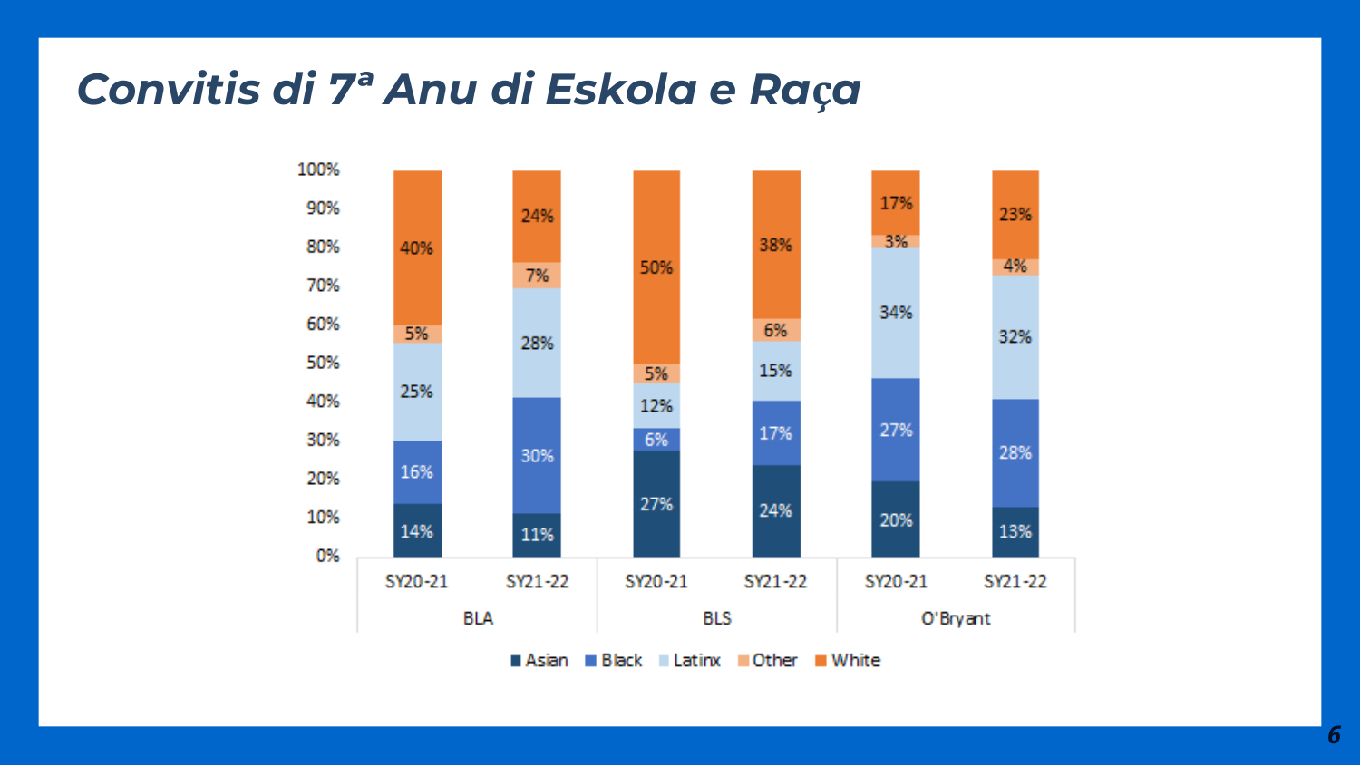# *Convitis di 7ª Anu di Eskola e Raça*

| | BLA SY20-21 | BLA SY21-22 | BLS SY20-21 | BLS SY21-22 | O'Bryant SY20-21 | O'Bryant SY21-22 |
|---|---|---|---|---|---|---|
| Asian | 14% | 11% | 27% | 24% | 20% | 13% |
| Black | 16% | 30% | 6% | 17% | 27% | 28% |
| Latinx | 25% | 28% | 12% | 15% | 34% | 32% |
| Other | 5% | 7% | 5% | 6% | 3% | 4% |
| White | 40% | 24% | 50% | 38% | 17% | 23% |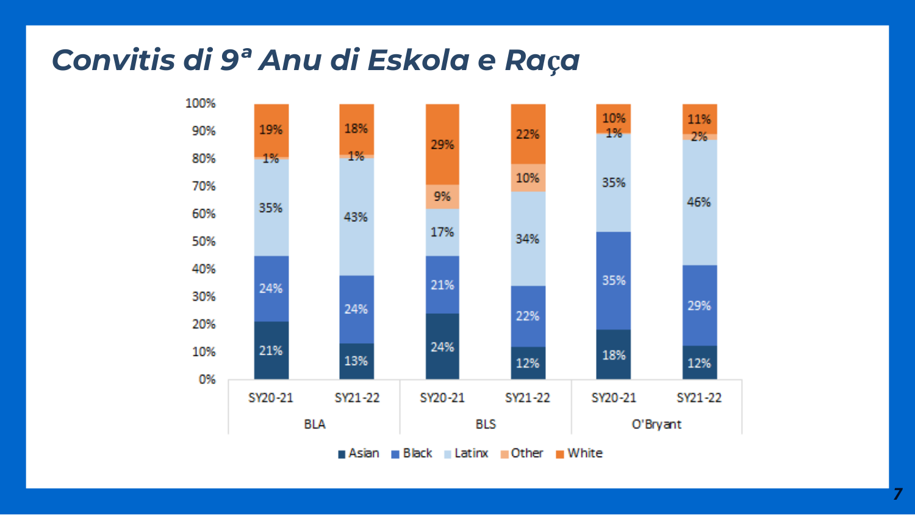# *Convitis di 9ª Anu di Eskola e Raça*

| | | Asian | Black | Latinx | Other | White |
|---|---|---|---|---|---|---|
| BLA | SY20-21 | 21% | 24% | 35% | 1% | 19% |
| | SY21-22 | 13% | 24% | 43% | 1% | 18% |
| BLS | SY20-21 | 24% | 21% | 17% | 9% | 29% |
| | SY21-22 | 12% | 22% | 34% | 10% | 22% |
| O'Bryant | SY20-21 | 18% | 35% | 35% | 1% | 10% |
| | SY21-22 | 12% | 29% | 46% | 2% | 11% |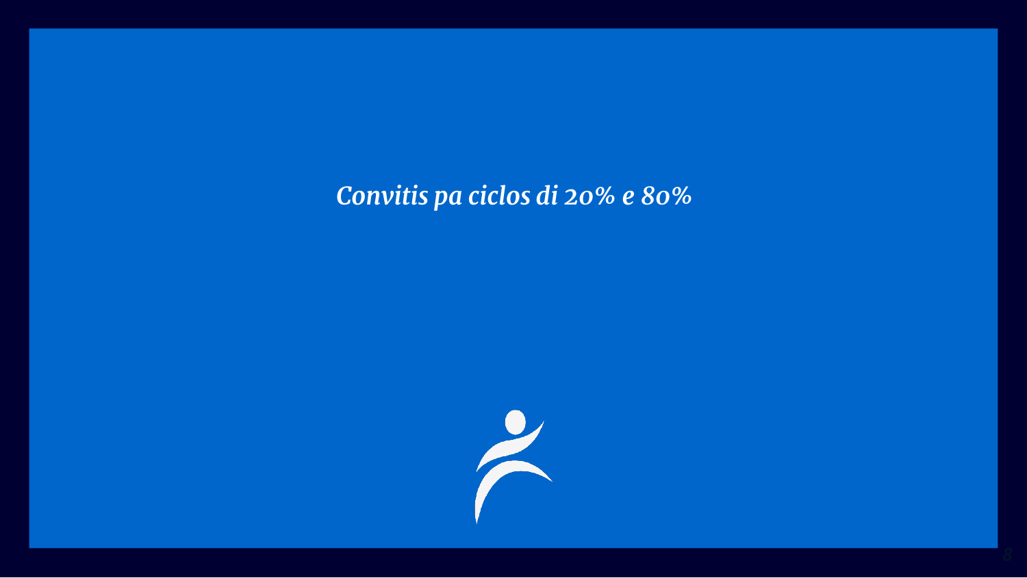*Convitis pa ciclos di 20% e 80%*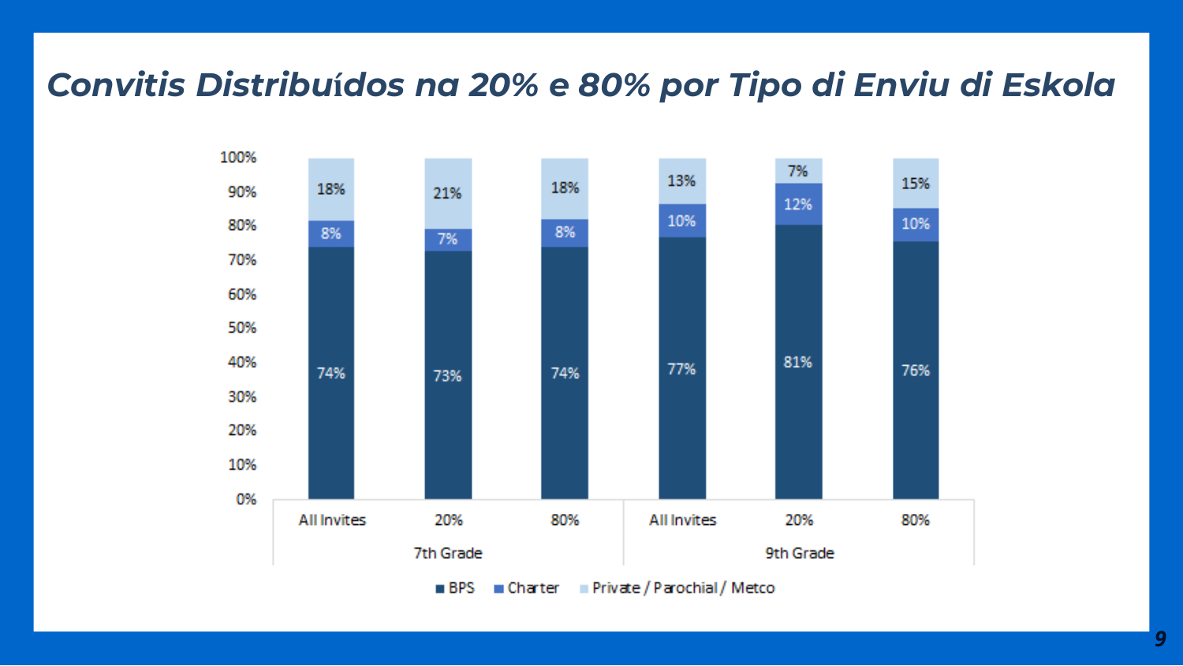# *Convitis Distribuídos na 20% e 80% por Tipo di Enviu di Eskola*

| | | BPS | Charter | Private / Parochial / Metco |
|---|---|---|---|---|
| 7th Grade | All Invites | 74% | 8% | 18% |
| | 20% | 73% | 7% | 21% |
| | 80% | 74% | 8% | 18% |
| 9th Grade | All Invites | 77% | 10% | 13% |
| | 20% | 81% | 12% | 7% |
| | 80% | 76% | 10% | 15% |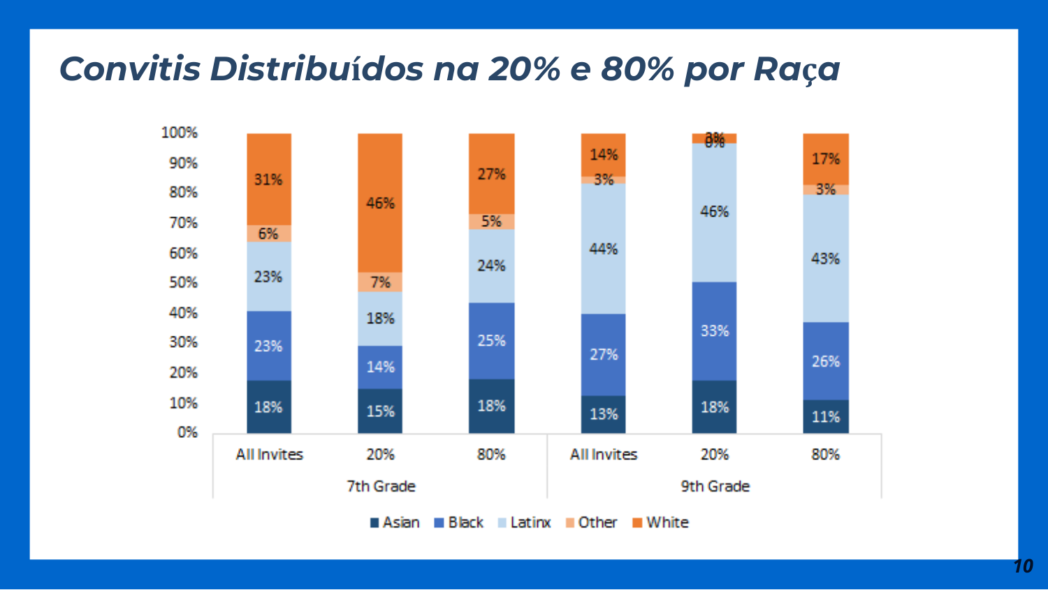# Convitis Distribuídos na 20% e 80% por Raça

| | 7th Grade – All Invites | 7th Grade – 20% | 7th Grade – 80% | 9th Grade – All Invites | 9th Grade – 20% | 9th Grade – 80% |
|---|---|---|---|---|---|---|
| Asian | 18% | 15% | 18% | 13% | 18% | 11% |
| Black | 23% | 14% | 25% | 27% | 33% | 26% |
| Latinx | 23% | 18% | 24% | 44% | 46% | 43% |
| Other | 6% | 7% | 5% | 3% | 0% | 3% |
| White | 31% | 46% | 27% | 14% | 3% | 17% |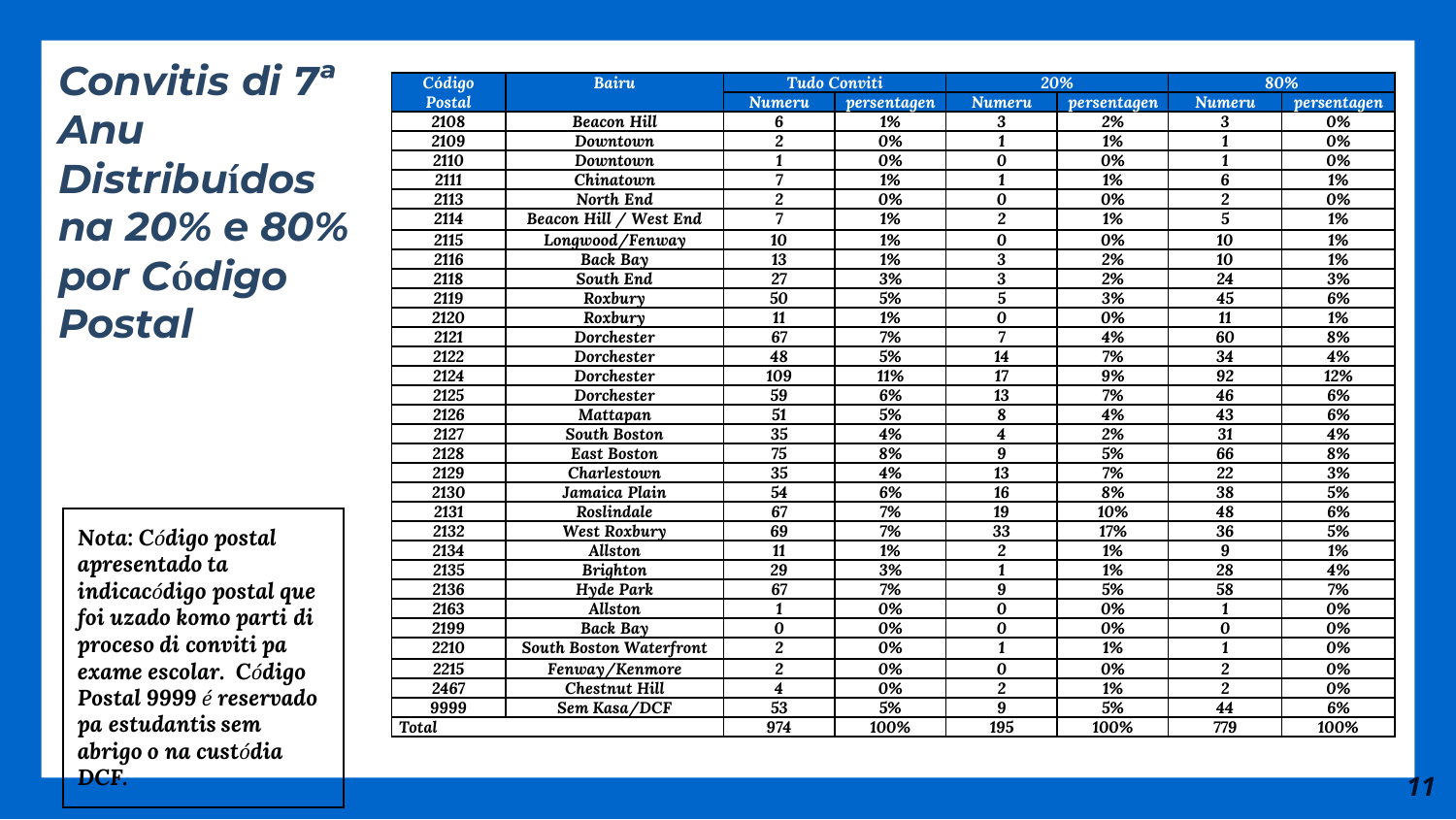# Convitis di 7ª Anu Distribuídos na 20% e 80% por Código Postal

| Código Postal | Bairu | Tudo Conviti | | 20% | | 80% | |
|---|---|---|---|---|---|---|---|
| | | Numeru | persentagen | Numeru | persentagen | Numeru | persentagen |
| 2108 | Beacon Hill | 6 | 1% | 3 | 2% | 3 | 0% |
| 2109 | Downtown | 2 | 0% | 1 | 1% | 1 | 0% |
| 2110 | Downtown | 1 | 0% | 0 | 0% | 1 | 0% |
| 2111 | Chinatown | 7 | 1% | 1 | 1% | 6 | 1% |
| 2113 | North End | 2 | 0% | 0 | 0% | 2 | 0% |
| 2114 | Beacon Hill / West End | 7 | 1% | 2 | 1% | 5 | 1% |
| 2115 | Longwood/Fenway | 10 | 1% | 0 | 0% | 10 | 1% |
| 2116 | Back Bay | 13 | 1% | 3 | 2% | 10 | 1% |
| 2118 | South End | 27 | 3% | 3 | 2% | 24 | 3% |
| 2119 | Roxbury | 50 | 5% | 5 | 3% | 45 | 6% |
| 2120 | Roxbury | 11 | 1% | 0 | 0% | 11 | 1% |
| 2121 | Dorchester | 67 | 7% | 7 | 4% | 60 | 8% |
| 2122 | Dorchester | 48 | 5% | 14 | 7% | 34 | 4% |
| 2124 | Dorchester | 109 | 11% | 17 | 9% | 92 | 12% |
| 2125 | Dorchester | 59 | 6% | 13 | 7% | 46 | 6% |
| 2126 | Mattapan | 51 | 5% | 8 | 4% | 43 | 6% |
| 2127 | South Boston | 35 | 4% | 4 | 2% | 31 | 4% |
| 2128 | East Boston | 75 | 8% | 9 | 5% | 66 | 8% |
| 2129 | Charlestown | 35 | 4% | 13 | 7% | 22 | 3% |
| 2130 | Jamaica Plain | 54 | 6% | 16 | 8% | 38 | 5% |
| 2131 | Roslindale | 67 | 7% | 19 | 10% | 48 | 6% |
| 2132 | West Roxbury | 69 | 7% | 33 | 17% | 36 | 5% |
| 2134 | Allston | 11 | 1% | 2 | 1% | 9 | 1% |
| 2135 | Brighton | 29 | 3% | 1 | 1% | 28 | 4% |
| 2136 | Hyde Park | 67 | 7% | 9 | 5% | 58 | 7% |
| 2163 | Allston | 1 | 0% | 0 | 0% | 1 | 0% |
| 2199 | Back Bay | 0 | 0% | 0 | 0% | 0 | 0% |
| 2210 | South Boston Waterfront | 2 | 0% | 1 | 1% | 1 | 0% |
| 2215 | Fenway/Kenmore | 2 | 0% | 0 | 0% | 2 | 0% |
| 2467 | Chestnut Hill | 4 | 0% | 2 | 1% | 2 | 0% |
| 9999 | Sem Kasa/DCF | 53 | 5% | 9 | 5% | 44 | 6% |
| Total | | 974 | 100% | 195 | 100% | 779 | 100% |

*Nota: Código postal apresentado ta indicacódigo postal que foi uzado komo parti di proceso di conviti pa exame escolar. Código Postal 9999 é reservado pa estudantis sem abrigo o na custódia DCF.*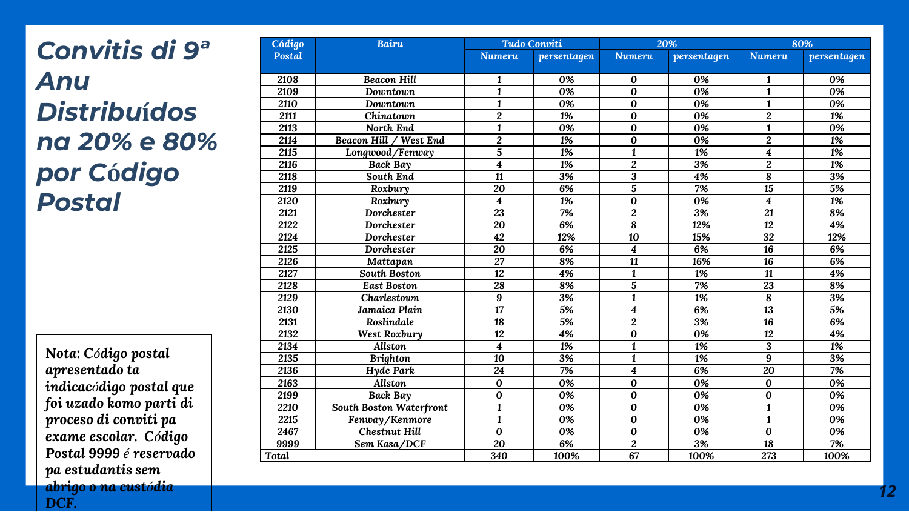# Convitis di 9ª Anu Distribuídos na 20% e 80% por Código Postal

| Código Postal | Bairu | Tudo Conviti | | 20% | | 80% | |
|---|---|---|---|---|---|---|---|
| | | Numeru | persentagen | Numeru | persentagen | Numeru | persentagen |
| 2108 | Beacon Hill | 1 | 0% | 0 | 0% | 1 | 0% |
| 2109 | Downtown | 1 | 0% | 0 | 0% | 1 | 0% |
| 2110 | Downtown | 1 | 0% | 0 | 0% | 1 | 0% |
| 2111 | Chinatown | 2 | 1% | 0 | 0% | 2 | 1% |
| 2113 | North End | 1 | 0% | 0 | 0% | 1 | 0% |
| 2114 | Beacon Hill / West End | 2 | 1% | 0 | 0% | 2 | 1% |
| 2115 | Longwood/Fenway | 5 | 1% | 1 | 1% | 4 | 1% |
| 2116 | Back Bay | 4 | 1% | 2 | 3% | 2 | 1% |
| 2118 | South End | 11 | 3% | 3 | 4% | 8 | 3% |
| 2119 | Roxbury | 20 | 6% | 5 | 7% | 15 | 5% |
| 2120 | Roxbury | 4 | 1% | 0 | 0% | 4 | 1% |
| 2121 | Dorchester | 23 | 7% | 2 | 3% | 21 | 8% |
| 2122 | Dorchester | 20 | 6% | 8 | 12% | 12 | 4% |
| 2124 | Dorchester | 42 | 12% | 10 | 15% | 32 | 12% |
| 2125 | Dorchester | 20 | 6% | 4 | 6% | 16 | 6% |
| 2126 | Mattapan | 27 | 8% | 11 | 16% | 16 | 6% |
| 2127 | South Boston | 12 | 4% | 1 | 1% | 11 | 4% |
| 2128 | East Boston | 28 | 8% | 5 | 7% | 23 | 8% |
| 2129 | Charlestown | 9 | 3% | 1 | 1% | 8 | 3% |
| 2130 | Jamaica Plain | 17 | 5% | 4 | 6% | 13 | 5% |
| 2131 | Roslindale | 18 | 5% | 2 | 3% | 16 | 6% |
| 2132 | West Roxbury | 12 | 4% | 0 | 0% | 12 | 4% |
| 2134 | Allston | 4 | 1% | 1 | 1% | 3 | 1% |
| 2135 | Brighton | 10 | 3% | 1 | 1% | 9 | 3% |
| 2136 | Hyde Park | 24 | 7% | 4 | 6% | 20 | 7% |
| 2163 | Allston | 0 | 0% | 0 | 0% | 0 | 0% |
| 2199 | Back Bay | 0 | 0% | 0 | 0% | 0 | 0% |
| 2210 | South Boston Waterfront | 1 | 0% | 0 | 0% | 1 | 0% |
| 2215 | Fenway/Kenmore | 1 | 0% | 0 | 0% | 1 | 0% |
| 2467 | Chestnut Hill | 0 | 0% | 0 | 0% | 0 | 0% |
| 9999 | Sem Kasa/DCF | 20 | 6% | 2 | 3% | 18 | 7% |
| Total | | 340 | 100% | 67 | 100% | 273 | 100% |

**Nota: Código postal apresentado ta indicacódigo postal que foi uzado komo parti di proceso di conviti pa exame escolar. Código Postal 9999 é reservado pa estudantis sem abrigo o na custódia DCF.**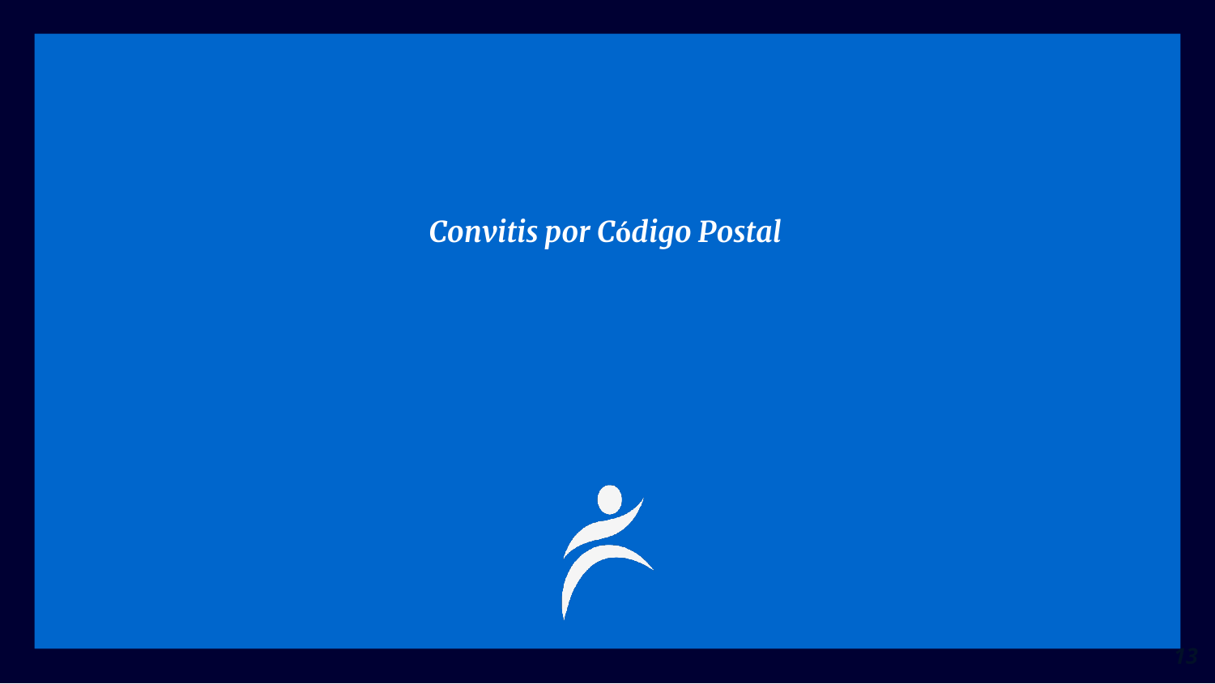*Convitis por Código Postal*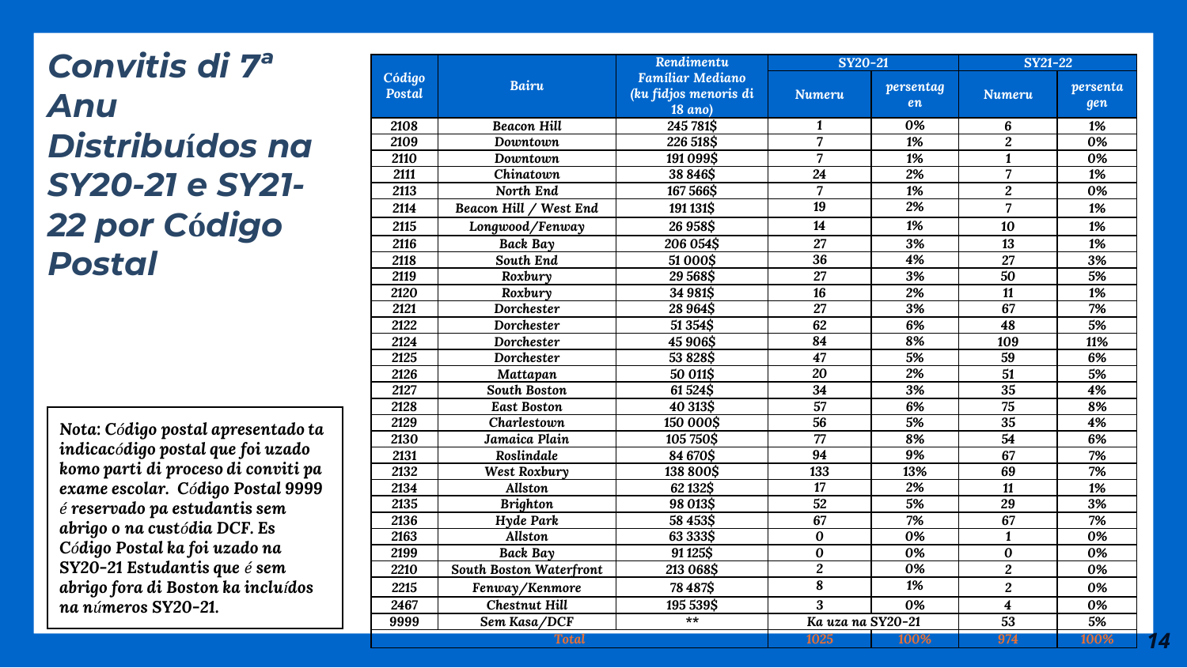# Convitis di 7ª Anu Distribuídos na SY20-21 e SY21-22 por Código Postal

| Código Postal | Bairu | Rendimentu Famíliar Mediano (ku fidjos menoris di 18 ano) | SY20-21 | | SY21-22 | |
|---|---|---|---|---|---|---|
| | | | Numeru | persentagen | Numeru | persentagen |
| 2108 | Beacon Hill | 245 781$ | 1 | 0% | 6 | 1% |
| 2109 | Downtown | 226 518$ | 7 | 1% | 2 | 0% |
| 2110 | Downtown | 191 099$ | 7 | 1% | 1 | 0% |
| 2111 | Chinatown | 38 846$ | 24 | 2% | 7 | 1% |
| 2113 | North End | 167 566$ | 7 | 1% | 2 | 0% |
| 2114 | Beacon Hill / West End | 191 131$ | 19 | 2% | 7 | 1% |
| 2115 | Longwood/Fenway | 26 958$ | 14 | 1% | 10 | 1% |
| 2116 | Back Bay | 206 054$ | 27 | 3% | 13 | 1% |
| 2118 | South End | 51 000$ | 36 | 4% | 27 | 3% |
| 2119 | Roxbury | 29 568$ | 27 | 3% | 50 | 5% |
| 2120 | Roxbury | 34 981$ | 16 | 2% | 11 | 1% |
| 2121 | Dorchester | 28 964$ | 27 | 3% | 67 | 7% |
| 2122 | Dorchester | 51 354$ | 62 | 6% | 48 | 5% |
| 2124 | Dorchester | 45 906$ | 84 | 8% | 109 | 11% |
| 2125 | Dorchester | 53 828$ | 47 | 5% | 59 | 6% |
| 2126 | Mattapan | 50 011$ | 20 | 2% | 51 | 5% |
| 2127 | South Boston | 61 524$ | 34 | 3% | 35 | 4% |
| 2128 | East Boston | 40 313$ | 57 | 6% | 75 | 8% |
| 2129 | Charlestown | 150 000$ | 56 | 5% | 35 | 4% |
| 2130 | Jamaica Plain | 105 750$ | 77 | 8% | 54 | 6% |
| 2131 | Roslindale | 84 670$ | 94 | 9% | 67 | 7% |
| 2132 | West Roxbury | 138 800$ | 133 | 13% | 69 | 7% |
| 2134 | Allston | 62 132$ | 17 | 2% | 11 | 1% |
| 2135 | Brighton | 98 013$ | 52 | 5% | 29 | 3% |
| 2136 | Hyde Park | 58 453$ | 67 | 7% | 67 | 7% |
| 2163 | Allston | 63 333$ | 0 | 0% | 1 | 0% |
| 2199 | Back Bay | 91 125$ | 0 | 0% | 0 | 0% |
| 2210 | South Boston Waterfront | 213 068$ | 2 | 0% | 2 | 0% |
| 2215 | Fenway/Kenmore | 78 487$ | 8 | 1% | 2 | 0% |
| 2467 | Chestnut Hill | 195 539$ | 3 | 0% | 4 | 0% |
| 9999 | Sem Kasa/DCF | ** | Ka uza na SY20-21 | | 53 | 5% |
| Total | | | 1025 | 100% | 974 | 100% |

**Nota: Código postal apresentado ta indicacódigo postal que foi uzado komo parti di proceso di conviti pa exame escolar. Código Postal 9999 é reservado pa estudantis sem abrigo o na custódia DCF. Es Código Postal ka foi uzado na SY20-21 Estudantis que é sem abrigo fora di Boston ka incluídos na números SY20-21.**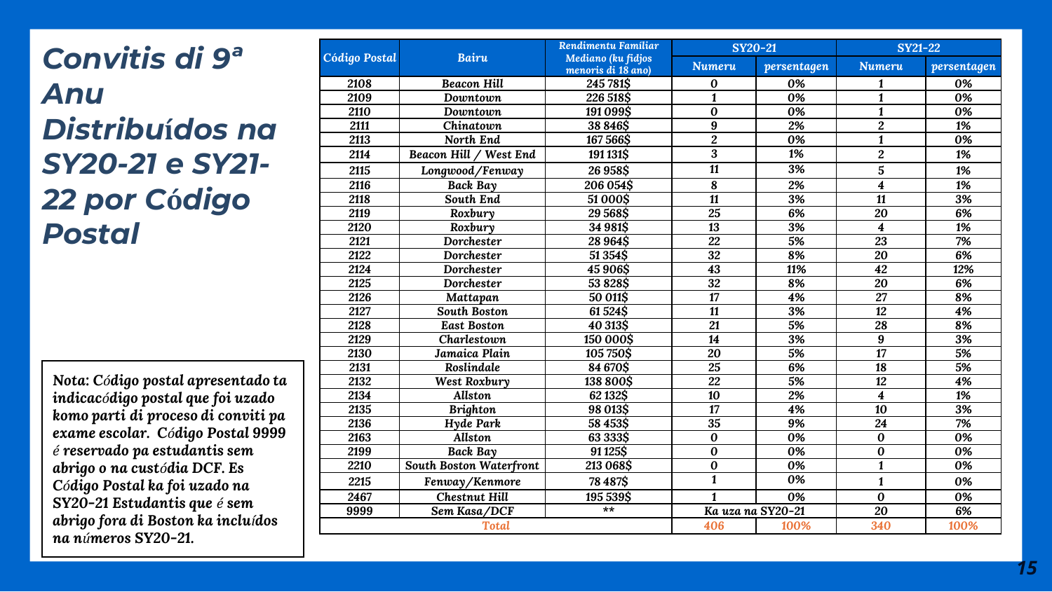# Convitis di 9ª Anu Distribuídos na SY20-21 e SY21-22 por Código Postal

| Código Postal | Bairu | Rendimentu Familiar Mediano (ku fidjos menoris di 18 ano) | SY20-21 | | SY21-22 | |
|---|---|---|---|---|---|---|
| | | | Numeru | persentagen | Numeru | persentagen |
| 2108 | Beacon Hill | 245 781$ | 0 | 0% | 1 | 0% |
| 2109 | Downtown | 226 518$ | 1 | 0% | 1 | 0% |
| 2110 | Downtown | 191 099$ | 0 | 0% | 1 | 0% |
| 2111 | Chinatown | 38 846$ | 9 | 2% | 2 | 1% |
| 2113 | North End | 167 566$ | 2 | 0% | 1 | 0% |
| 2114 | Beacon Hill / West End | 191 131$ | 3 | 1% | 2 | 1% |
| 2115 | Longwood/Fenway | 26 958$ | 11 | 3% | 5 | 1% |
| 2116 | Back Bay | 206 054$ | 8 | 2% | 4 | 1% |
| 2118 | South End | 51 000$ | 11 | 3% | 11 | 3% |
| 2119 | Roxbury | 29 568$ | 25 | 6% | 20 | 6% |
| 2120 | Roxbury | 34 981$ | 13 | 3% | 4 | 1% |
| 2121 | Dorchester | 28 964$ | 22 | 5% | 23 | 7% |
| 2122 | Dorchester | 51 354$ | 32 | 8% | 20 | 6% |
| 2124 | Dorchester | 45 906$ | 43 | 11% | 42 | 12% |
| 2125 | Dorchester | 53 828$ | 32 | 8% | 20 | 6% |
| 2126 | Mattapan | 50 011$ | 17 | 4% | 27 | 8% |
| 2127 | South Boston | 61 524$ | 11 | 3% | 12 | 4% |
| 2128 | East Boston | 40 313$ | 21 | 5% | 28 | 8% |
| 2129 | Charlestown | 150 000$ | 14 | 3% | 9 | 3% |
| 2130 | Jamaica Plain | 105 750$ | 20 | 5% | 17 | 5% |
| 2131 | Roslindale | 84 670$ | 25 | 6% | 18 | 5% |
| 2132 | West Roxbury | 138 800$ | 22 | 5% | 12 | 4% |
| 2134 | Allston | 62 132$ | 10 | 2% | 4 | 1% |
| 2135 | Brighton | 98 013$ | 17 | 4% | 10 | 3% |
| 2136 | Hyde Park | 58 453$ | 35 | 9% | 24 | 7% |
| 2163 | Allston | 63 333$ | 0 | 0% | 0 | 0% |
| 2199 | Back Bay | 91 125$ | 0 | 0% | 0 | 0% |
| 2210 | South Boston Waterfront | 213 068$ | 0 | 0% | 1 | 0% |
| 2215 | Fenway/Kenmore | 78 487$ | 1 | 0% | 1 | 0% |
| 2467 | Chestnut Hill | 195 539$ | 1 | 0% | 0 | 0% |
| 9999 | Sem Kasa/DCF | ** | Ka uza na SY20-21 | | 20 | 6% |
| Total | | | 406 | 100% | 340 | 100% |

**Nota:** ***Código postal apresentado ta indicacódigo postal que foi uzado komo parti di proceso di conviti pa exame escolar. Código Postal 9999 é reservado pa estudantis sem abrigo o na custódia DCF. Es Código Postal ka foi uzado na SY20-21 Estudantis que é sem abrigo fora di Boston ka incluídos na números SY20-21.***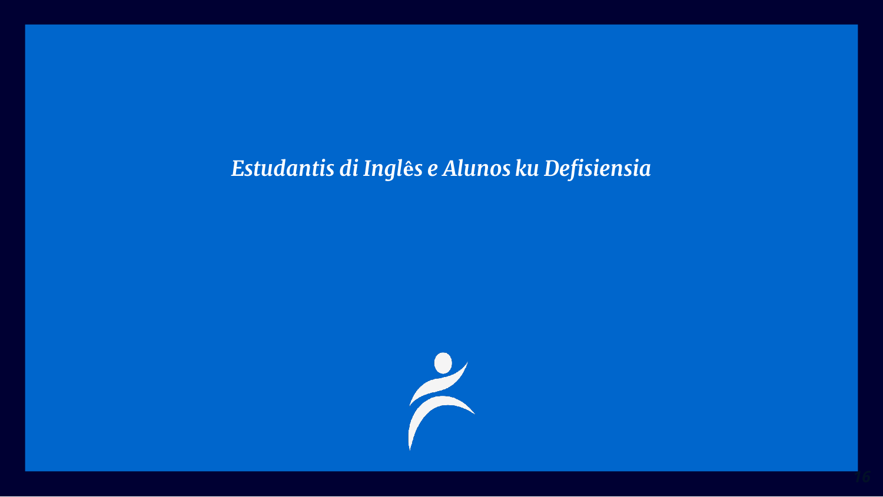# *Estudantis di Inglês e Alunos ku Defisiensia*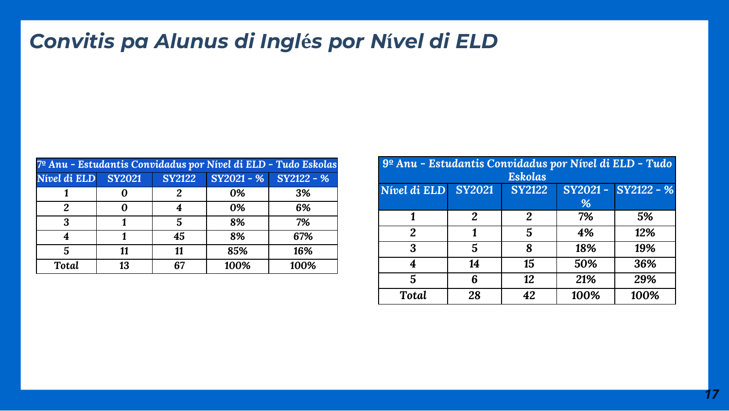# *Convitis pa Alunus di Inglés por Nível di ELD*

| *7º Anu - Estudantis Convidadus por Nível di ELD - Tudo Eskolas* | | | | |
|---|---|---|---|---|
| *Nível di ELD* | **SY2021** | **SY2122** | **SY2021 - %** | **SY2122 - %** |
| **1** | **0** | **2** | **0%** | **3%** |
| **2** | **0** | **4** | **0%** | **6%** |
| **3** | **1** | **5** | **8%** | **7%** |
| **4** | **1** | **45** | **8%** | **67%** |
| **5** | **11** | **11** | **85%** | **16%** |
| ***Total*** | **13** | **67** | **100%** | **100%** |

| *9º Anu - Estudantis Convidadus por Nível di ELD - Tudo Eskolas* | | | | |
|---|---|---|---|---|
| *Nível di ELD* | **SY2021** | **SY2122** | **SY2021 - %** | **SY2122 - %** |
| **1** | **2** | **2** | **7%** | **5%** |
| **2** | **1** | **5** | **4%** | **12%** |
| **3** | **5** | **8** | **18%** | **19%** |
| **4** | **14** | **15** | **50%** | **36%** |
| **5** | **6** | **12** | **21%** | **29%** |
| ***Total*** | **28** | **42** | **100%** | **100%** |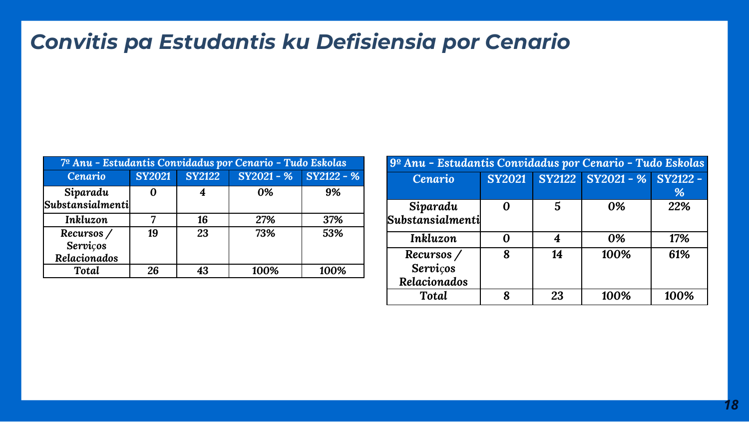# *Convitis pa Estudantis ku Defisiensia por Cenario*

| 7º Anu - Estudantis Convidadus por Cenario - Tudo Eskolas | | | | |
|---|---|---|---|---|
| **Cenario** | **SY2021** | **SY2122** | **SY2021 - %** | **SY2122 - %** |
| ***Siparadu Substansialmenti*** | **0** | **4** | ***0%*** | ***9%*** |
| ***Inkluzon*** | **7** | **16** | ***27%*** | ***37%*** |
| ***Recursos / Serviços Relacionados*** | **19** | **23** | ***73%*** | ***53%*** |
| ***Total*** | **26** | **43** | ***100%*** | ***100%*** |

| 9º Anu - Estudantis Convidadus por Cenario - Tudo Eskolas | | | | |
|---|---|---|---|---|
| **Cenario** | **SY2021** | **SY2122** | **SY2021 - %** | **SY2122 - %** |
| ***Siparadu Substansialmenti*** | **0** | **5** | ***0%*** | ***22%*** |
| ***Inkluzon*** | **0** | **4** | ***0%*** | ***17%*** |
| ***Recursos / Serviços Relacionados*** | **8** | **14** | ***100%*** | ***61%*** |
| ***Total*** | **8** | **23** | ***100%*** | ***100%*** |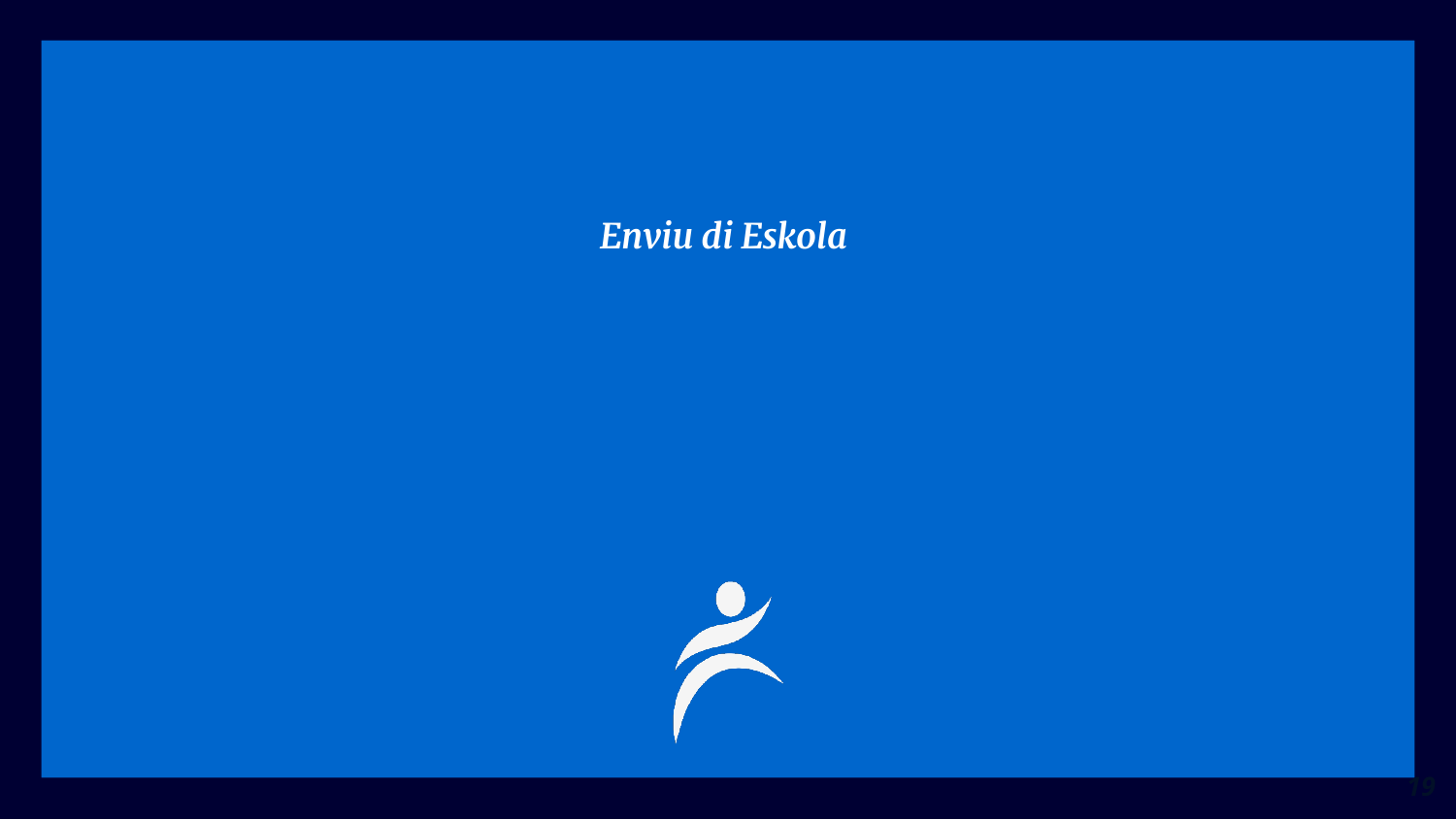*Enviu di Eskola*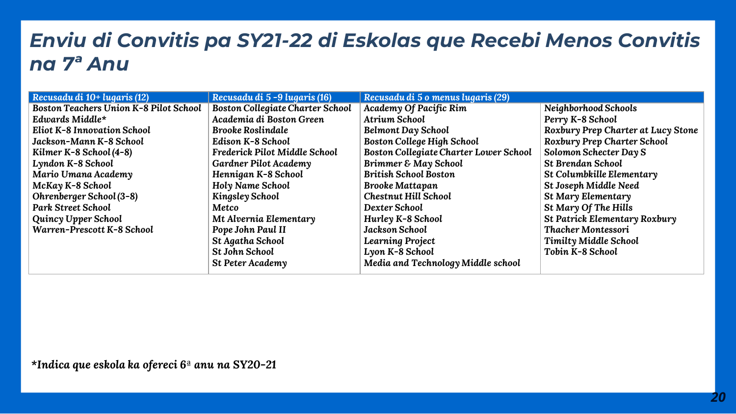# Enviu di Convitis pa SY21-22 di Eskolas que Recebi Menos Convitis na 7ª Anu

| Recusadu di 10+ lugaris (12) | Recusadu di 5 -9 lugaris (16) | Recusadu di 5 o menus lugaris (29) | |
|---|---|---|---|
| Boston Teachers Union K-8 Pilot School | Boston Collegiate Charter School | Academy Of Pacific Rim | Neighborhood Schools |
| Edwards Middle* | Academia di Boston Green | Atrium School | Perry K-8 School |
| Eliot K-8 Innovation School | Brooke Roslindale | Belmont Day School | Roxbury Prep Charter at Lucy Stone |
| Jackson-Mann K-8 School | Edison K-8 School | Boston College High School | Roxbury Prep Charter School |
| Kilmer K-8 School (4-8) | Frederick Pilot Middle School | Boston Collegiate Charter Lower School | Solomon Schecter Day S |
| Lyndon K-8 School | Gardner Pilot Academy | Brimmer & May School | St Brendan School |
| Mario Umana Academy | Hennigan K-8 School | British School Boston | St Columbkille Elementary |
| McKay K-8 School | Holy Name School | Brooke Mattapan | St Joseph Middle Need |
| Ohrenberger School (3-8) | Kingsley School | Chestnut Hill School | St Mary Elementary |
| Park Street School | Metco | Dexter School | St Mary Of The Hills |
| Quincy Upper School | Mt Alvernia Elementary | Hurley K-8 School | St Patrick Elementary Roxbury |
| Warren-Prescott K-8 School | Pope John Paul II | Jackson School | Thacher Montessori |
| | St Agatha School | Learning Project | Timilty Middle School |
| | St John School | Lyon K-8 School | Tobin K-8 School |
| | St Peter Academy | Media and Technology Middle school | |

*Indica que eskola ka ofereci 6ª anu na SY20-21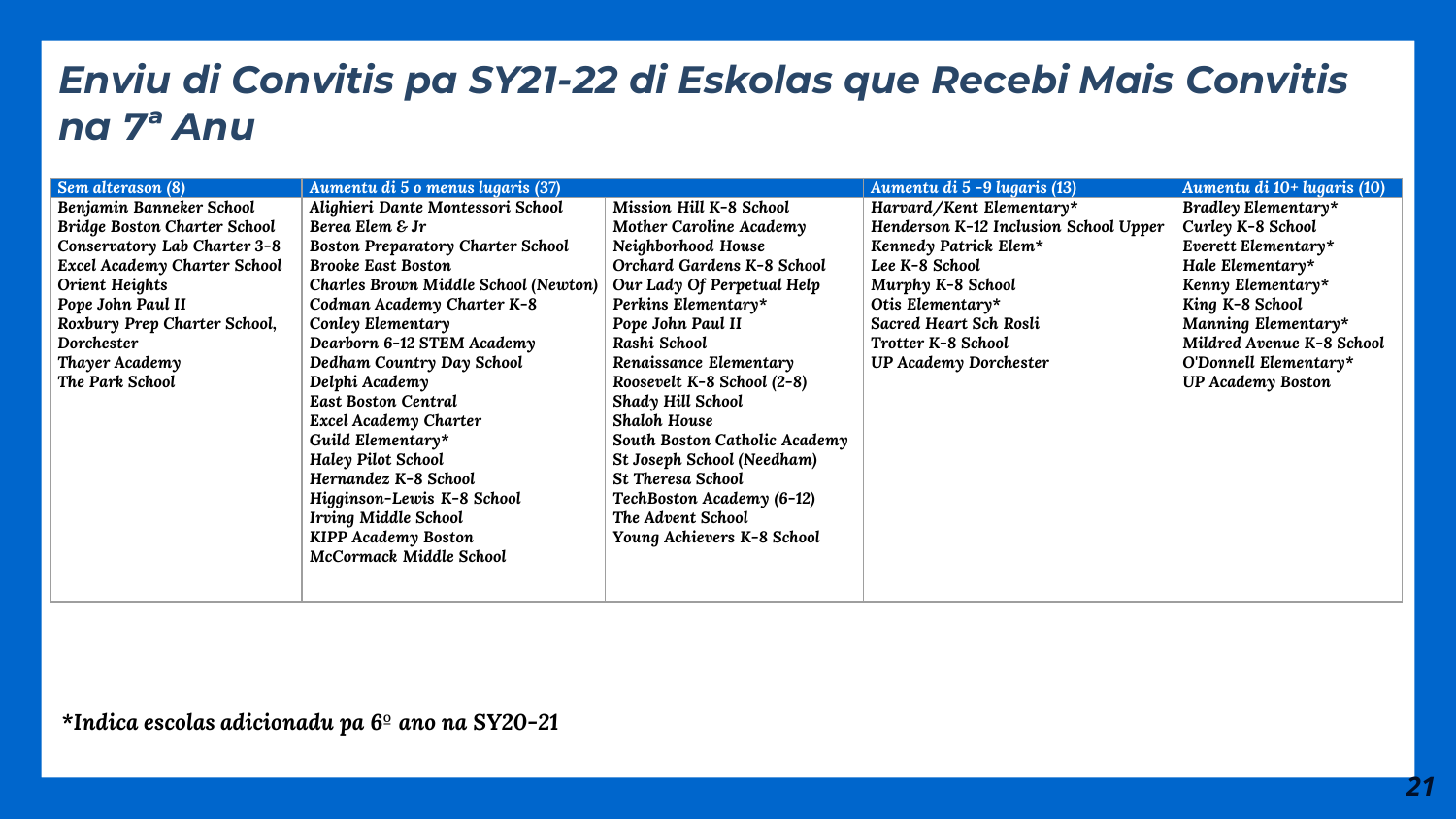# *Enviu di Convitis pa SY21-22 di Eskolas que Recebi Mais Convitis na 7ª Anu*

| Sem alterason (8) | Aumentu di 5 o menus lugaris (37) | | Aumentu di 5 -9 lugaris (13) | Aumentu di 10+ lugaris (10) |
|---|---|---|---|---|
| Benjamin Banneker School | Alighieri Dante Montessori School | Mission Hill K-8 School | Harvard/Kent Elementary* | Bradley Elementary* |
| Bridge Boston Charter School | Berea Elem & Jr | Mother Caroline Academy | Henderson K-12 Inclusion School Upper | Curley K-8 School |
| Conservatory Lab Charter 3-8 | Boston Preparatory Charter School | Neighborhood House | Kennedy Patrick Elem* | Everett Elementary* |
| Excel Academy Charter School | Brooke East Boston | Orchard Gardens K-8 School | Lee K-8 School | Hale Elementary* |
| Orient Heights | Charles Brown Middle School (Newton) | Our Lady Of Perpetual Help | Murphy K-8 School | Kenny Elementary* |
| Pope John Paul II | Codman Academy Charter K-8 | Perkins Elementary* | Otis Elementary* | King K-8 School |
| Roxbury Prep Charter School, Dorchester | Conley Elementary | Pope John Paul II | Sacred Heart Sch Rosli | Manning Elementary* |
| Thayer Academy | Dearborn 6-12 STEM Academy | Rashi School | Trotter K-8 School | Mildred Avenue K-8 School |
| The Park School | Dedham Country Day School | Renaissance Elementary | UP Academy Dorchester | O'Donnell Elementary* |
| | Delphi Academy | Roosevelt K-8 School (2-8) | | UP Academy Boston |
| | East Boston Central | Shady Hill School | | |
| | Excel Academy Charter | Shaloh House | | |
| | Guild Elementary* | South Boston Catholic Academy | | |
| | Haley Pilot School | St Joseph School (Needham) | | |
| | Hernandez K-8 School | St Theresa School | | |
| | Higginson-Lewis K-8 School | TechBoston Academy (6-12) | | |
| | Irving Middle School | The Advent School | | |
| | KIPP Academy Boston | Young Achievers K-8 School | | |
| | McCormack Middle School | | | |

*Indica escolas adicionadu pa 6º ano na SY20-21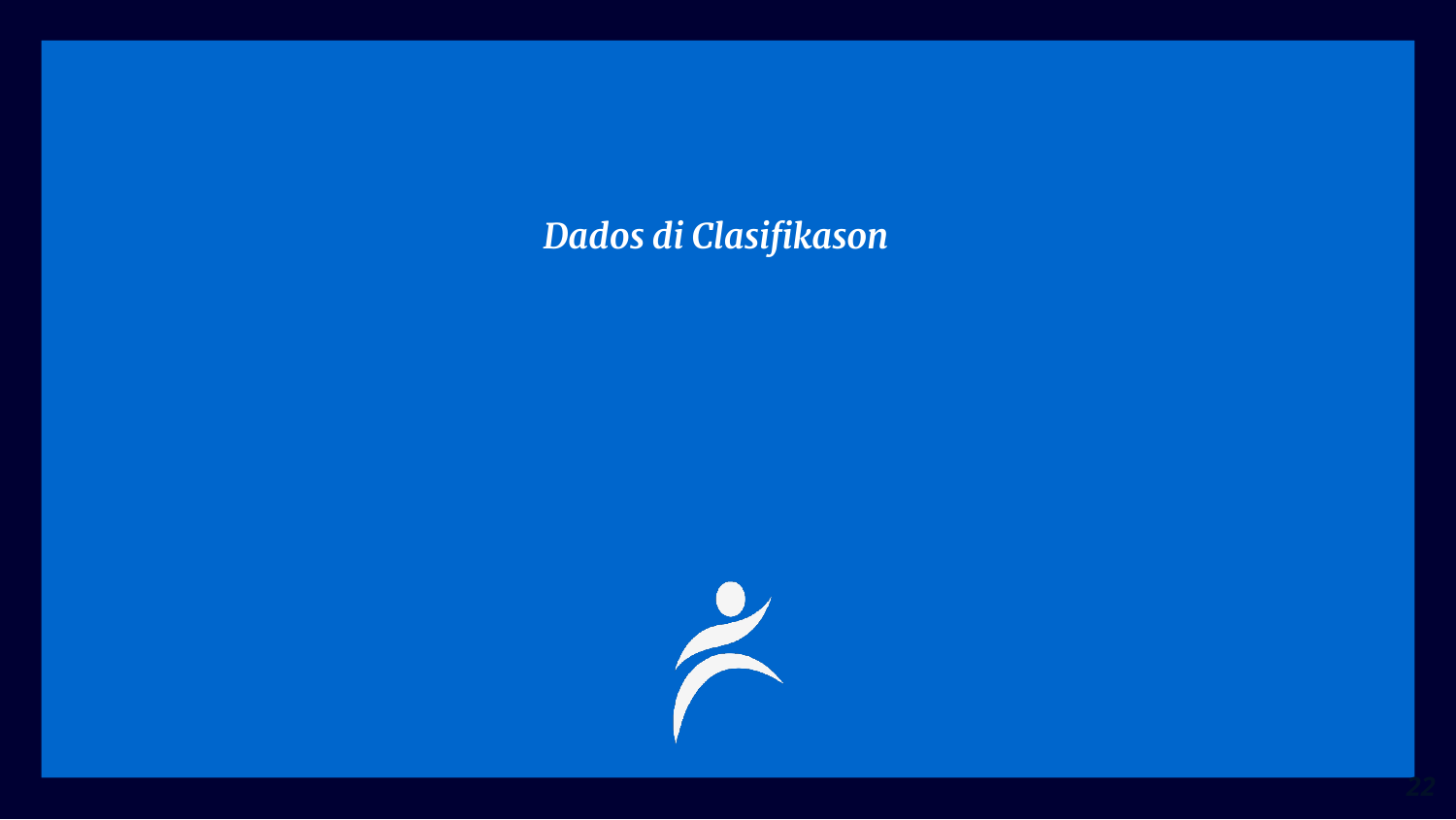*Dados di Clasifikason*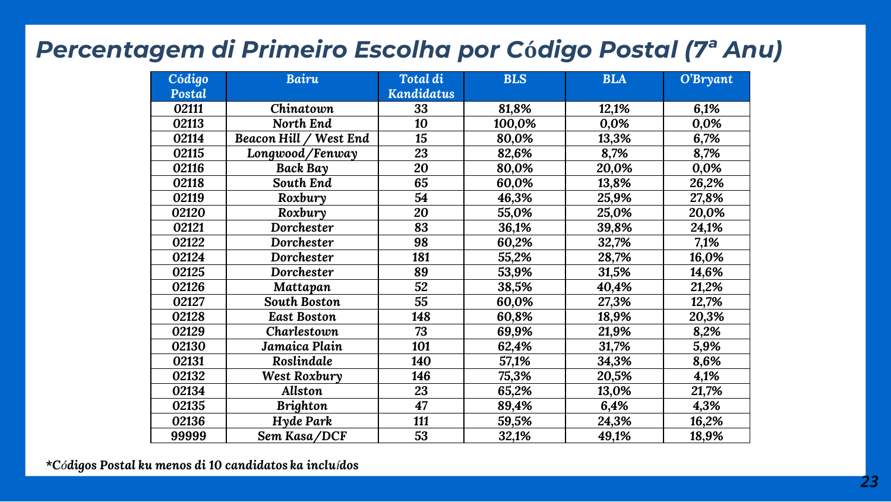# Percentagem di Primeiro Escolha por Código Postal (7ª Anu)

| Código Postal | Bairu | Total di Kandidatus | BLS | BLA | O'Bryant |
|---|---|---|---|---|---|
| 02111 | Chinatown | 33 | 81,8% | 12,1% | 6,1% |
| 02113 | North End | 10 | 100,0% | 0,0% | 0,0% |
| 02114 | Beacon Hill / West End | 15 | 80,0% | 13,3% | 6,7% |
| 02115 | Longwood/Fenway | 23 | 82,6% | 8,7% | 8,7% |
| 02116 | Back Bay | 20 | 80,0% | 20,0% | 0,0% |
| 02118 | South End | 65 | 60,0% | 13,8% | 26,2% |
| 02119 | Roxbury | 54 | 46,3% | 25,9% | 27,8% |
| 02120 | Roxbury | 20 | 55,0% | 25,0% | 20,0% |
| 02121 | Dorchester | 83 | 36,1% | 39,8% | 24,1% |
| 02122 | Dorchester | 98 | 60,2% | 32,7% | 7,1% |
| 02124 | Dorchester | 181 | 55,2% | 28,7% | 16,0% |
| 02125 | Dorchester | 89 | 53,9% | 31,5% | 14,6% |
| 02126 | Mattapan | 52 | 38,5% | 40,4% | 21,2% |
| 02127 | South Boston | 55 | 60,0% | 27,3% | 12,7% |
| 02128 | East Boston | 148 | 60,8% | 18,9% | 20,3% |
| 02129 | Charlestown | 73 | 69,9% | 21,9% | 8,2% |
| 02130 | Jamaica Plain | 101 | 62,4% | 31,7% | 5,9% |
| 02131 | Roslindale | 140 | 57,1% | 34,3% | 8,6% |
| 02132 | West Roxbury | 146 | 75,3% | 20,5% | 4,1% |
| 02134 | Allston | 23 | 65,2% | 13,0% | 21,7% |
| 02135 | Brighton | 47 | 89,4% | 6,4% | 4,3% |
| 02136 | Hyde Park | 111 | 59,5% | 24,3% | 16,2% |
| 99999 | Sem Kasa/DCF | 53 | 32,1% | 49,1% | 18,9% |

*\*Códigos Postal ku menos di 10 candidatos ka incluídos*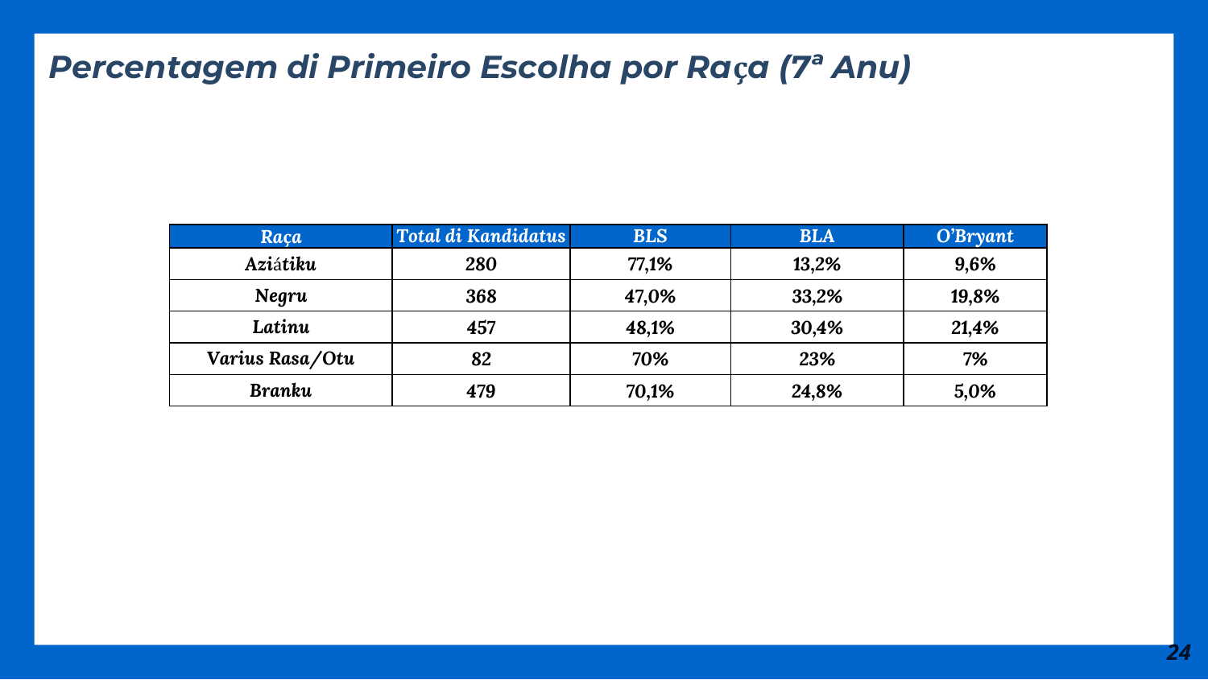# Percentagem di Primeiro Escolha por Raça (7ª Anu)

| Raça | Total di Kandidatus | BLS | BLA | O'Bryant |
|---|---|---|---|---|
| Aziátiku | 280 | 77,1% | 13,2% | 9,6% |
| Negru | 368 | 47,0% | 33,2% | 19,8% |
| Latinu | 457 | 48,1% | 30,4% | 21,4% |
| Varius Rasa/Otu | 82 | 70% | 23% | 7% |
| Branku | 479 | 70,1% | 24,8% | 5,0% |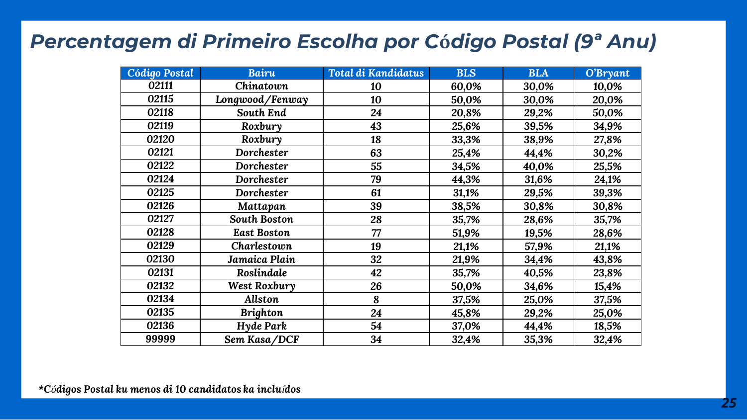# Percentagem di Primeiro Escolha por Código Postal (9ª Anu)

| Código Postal | Bairu | Total di Kandidatus | BLS | BLA | O'Bryant |
|---|---|---|---|---|---|
| 02111 | Chinatown | 10 | 60,0% | 30,0% | 10,0% |
| 02115 | Longwood/Fenway | 10 | 50,0% | 30,0% | 20,0% |
| 02118 | South End | 24 | 20,8% | 29,2% | 50,0% |
| 02119 | Roxbury | 43 | 25,6% | 39,5% | 34,9% |
| 02120 | Roxbury | 18 | 33,3% | 38,9% | 27,8% |
| 02121 | Dorchester | 63 | 25,4% | 44,4% | 30,2% |
| 02122 | Dorchester | 55 | 34,5% | 40,0% | 25,5% |
| 02124 | Dorchester | 79 | 44,3% | 31,6% | 24,1% |
| 02125 | Dorchester | 61 | 31,1% | 29,5% | 39,3% |
| 02126 | Mattapan | 39 | 38,5% | 30,8% | 30,8% |
| 02127 | South Boston | 28 | 35,7% | 28,6% | 35,7% |
| 02128 | East Boston | 77 | 51,9% | 19,5% | 28,6% |
| 02129 | Charlestown | 19 | 21,1% | 57,9% | 21,1% |
| 02130 | Jamaica Plain | 32 | 21,9% | 34,4% | 43,8% |
| 02131 | Roslindale | 42 | 35,7% | 40,5% | 23,8% |
| 02132 | West Roxbury | 26 | 50,0% | 34,6% | 15,4% |
| 02134 | Allston | 8 | 37,5% | 25,0% | 37,5% |
| 02135 | Brighton | 24 | 45,8% | 29,2% | 25,0% |
| 02136 | Hyde Park | 54 | 37,0% | 44,4% | 18,5% |
| 99999 | Sem Kasa/DCF | 34 | 32,4% | 35,3% | 32,4% |

**Códigos Postal ku menos di 10 candidatos ka incluídos*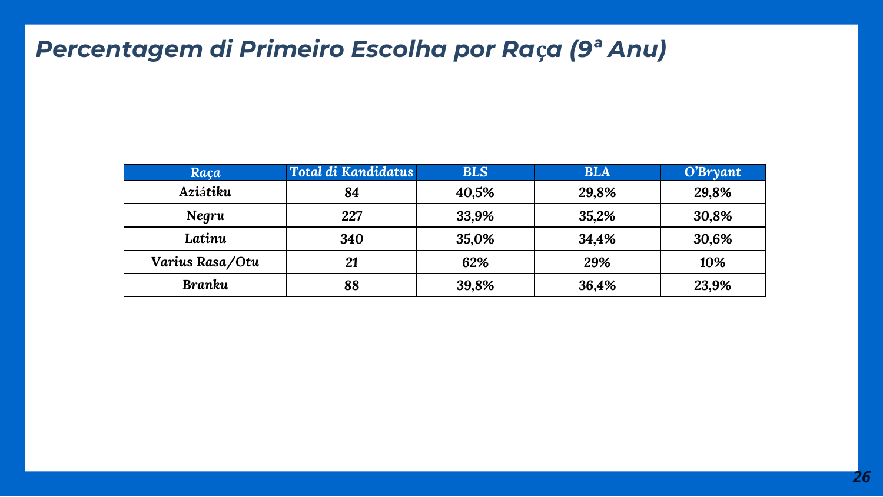# Percentagem di Primeiro Escolha por Raça (9ª Anu)

| Raça | Total di Kandidatus | BLS | BLA | O'Bryant |
|---|---|---|---|---|
| Aziátiku | 84 | 40,5% | 29,8% | 29,8% |
| Negru | 227 | 33,9% | 35,2% | 30,8% |
| Latinu | 340 | 35,0% | 34,4% | 30,6% |
| Varius Rasa/Otu | 21 | 62% | 29% | 10% |
| Branku | 88 | 39,8% | 36,4% | 23,9% |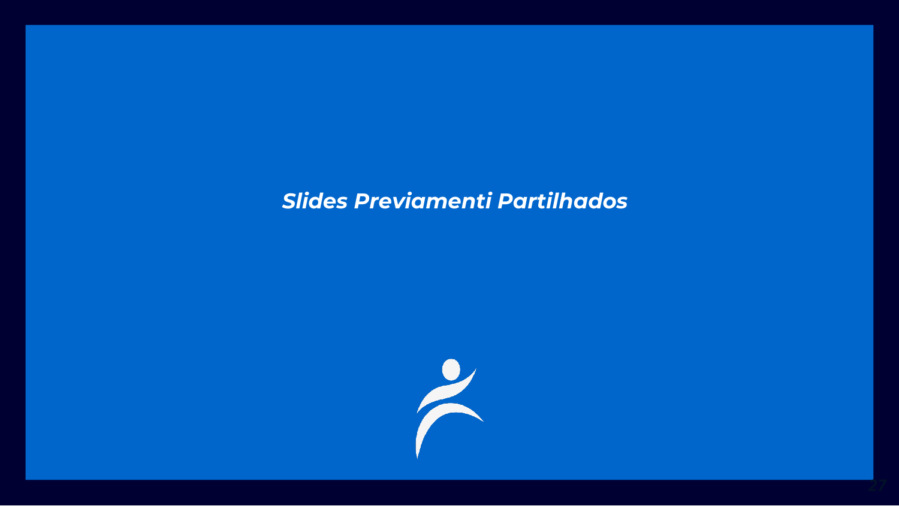***Slides Previamenti Partilhados***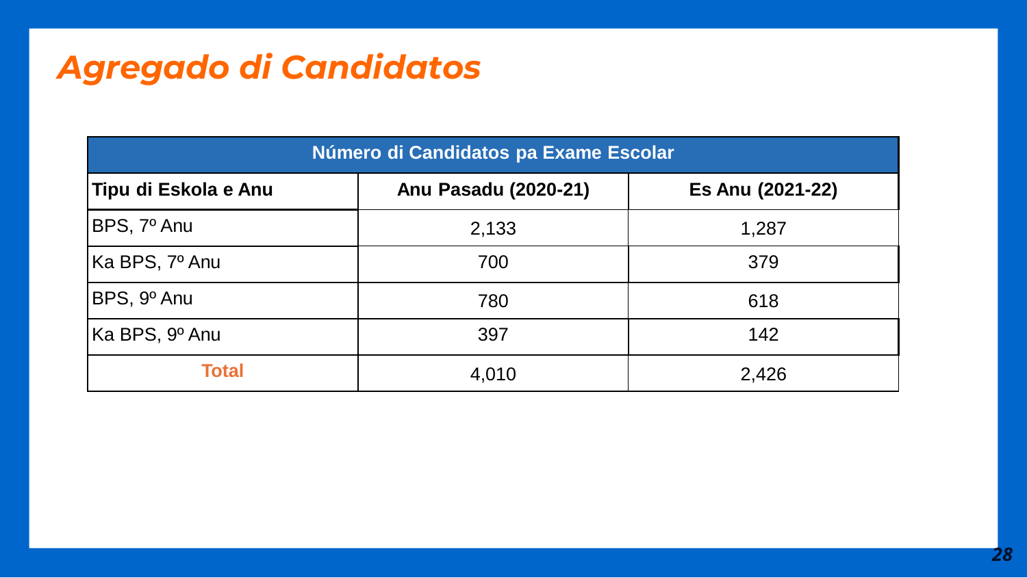# *Agregado di Candidatos*

| Número di Candidatos pa Exame Escolar | | |
|---|---|---|
| **Tipu di Eskola e Anu** | **Anu Pasadu (2020-21)** | **Es Anu (2021-22)** |
| BPS, 7º Anu | 2,133 | 1,287 |
| Ka BPS, 7º Anu | 700 | 379 |
| BPS, 9º Anu | 780 | 618 |
| Ka BPS, 9º Anu | 397 | 142 |
| **Total** | 4,010 | 2,426 |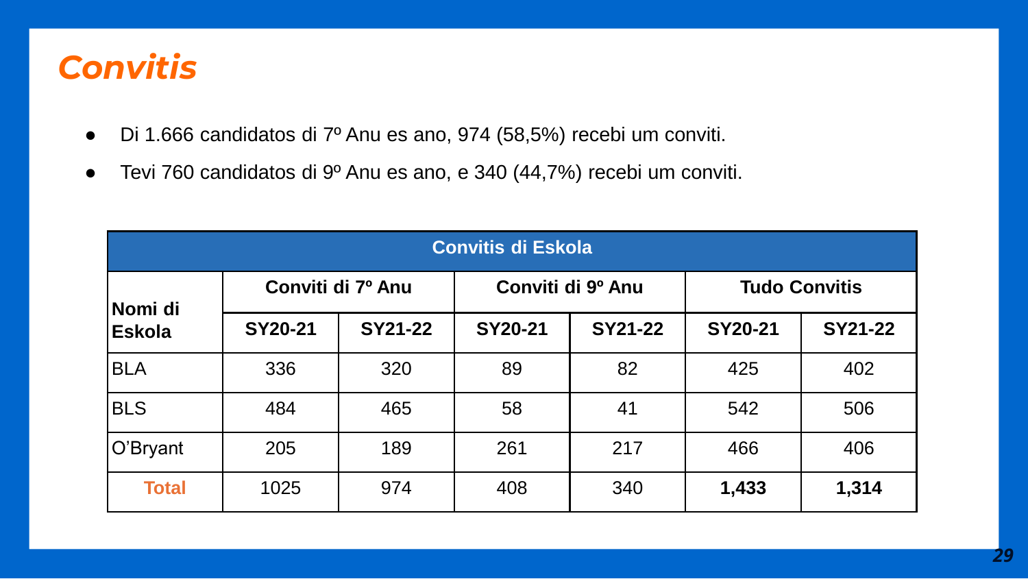# Convitis

- Di 1.666 candidatos di 7º Anu es ano, 974 (58,5%) recebi um conviti.
- Tevi 760 candidatos di 9º Anu es ano, e 340 (44,7%) recebi um conviti.

| Convitis di Eskola | | | | | | |
|---|---|---|---|---|---|---|
| **Nomi di Eskola** | **Conviti di 7º Anu** | | **Conviti di 9º Anu** | | **Tudo Convitis** | |
| | **SY20-21** | **SY21-22** | **SY20-21** | **SY21-22** | **SY20-21** | **SY21-22** |
| BLA | 336 | 320 | 89 | 82 | 425 | 402 |
| BLS | 484 | 465 | 58 | 41 | 542 | 506 |
| O’Bryant | 205 | 189 | 261 | 217 | 466 | 406 |
| **Total** | 1025 | 974 | 408 | 340 | **1,433** | **1,314** |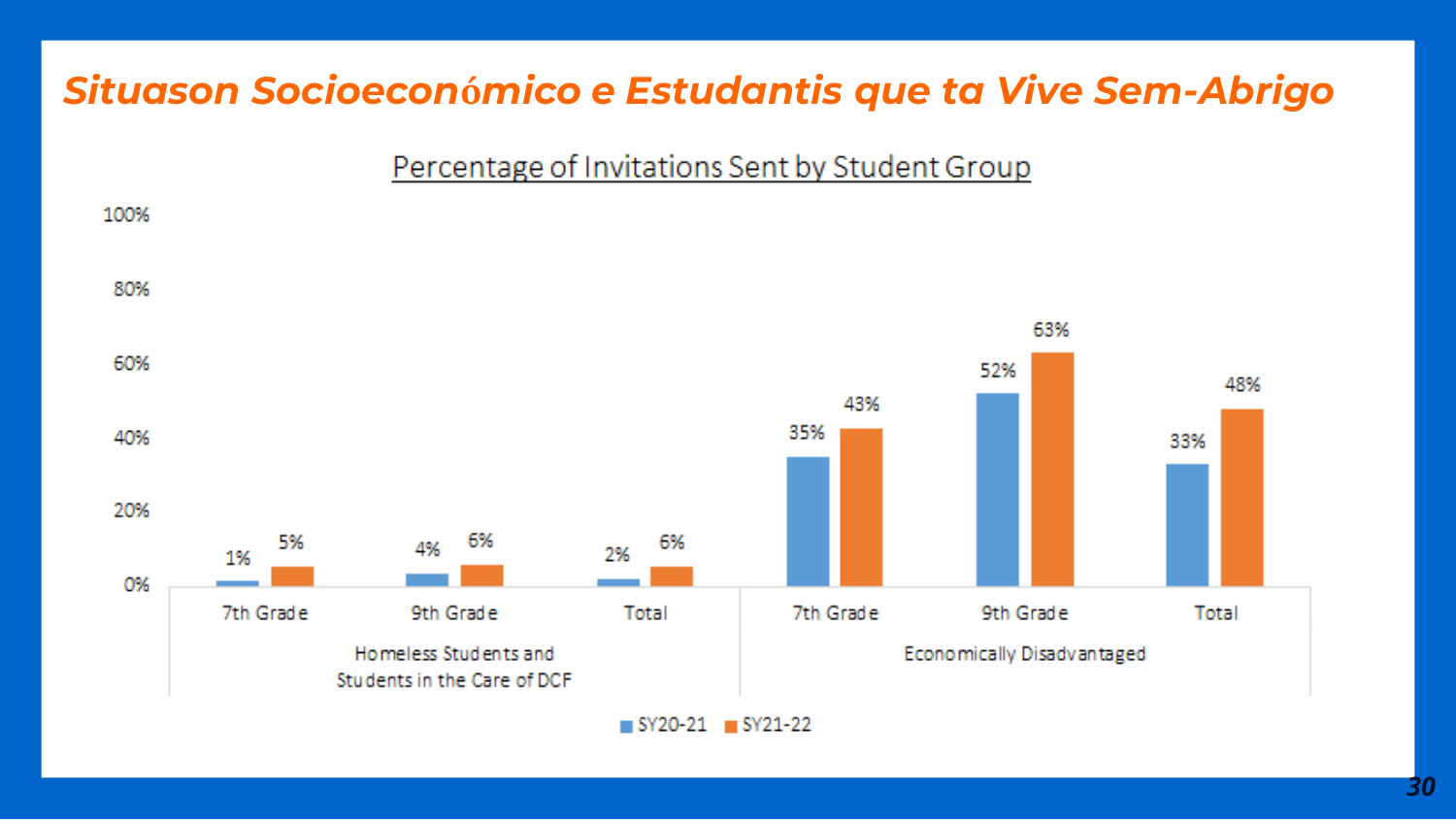# Situason Socioeconómico e Estudantis que ta Vive Sem-Abrigo

Percentage of Invitations Sent by Student Group

| Student Group | Grade | SY20-21 | SY21-22 |
|---|---|---|---|
| Homeless Students and Students in the Care of DCF | 7th Grade | 1% | 5% |
| | 9th Grade | 4% | 6% |
| | Total | 2% | 6% |
| Economically Disadvantaged | 7th Grade | 35% | 43% |
| | 9th Grade | 52% | 63% |
| | Total | 33% | 48% |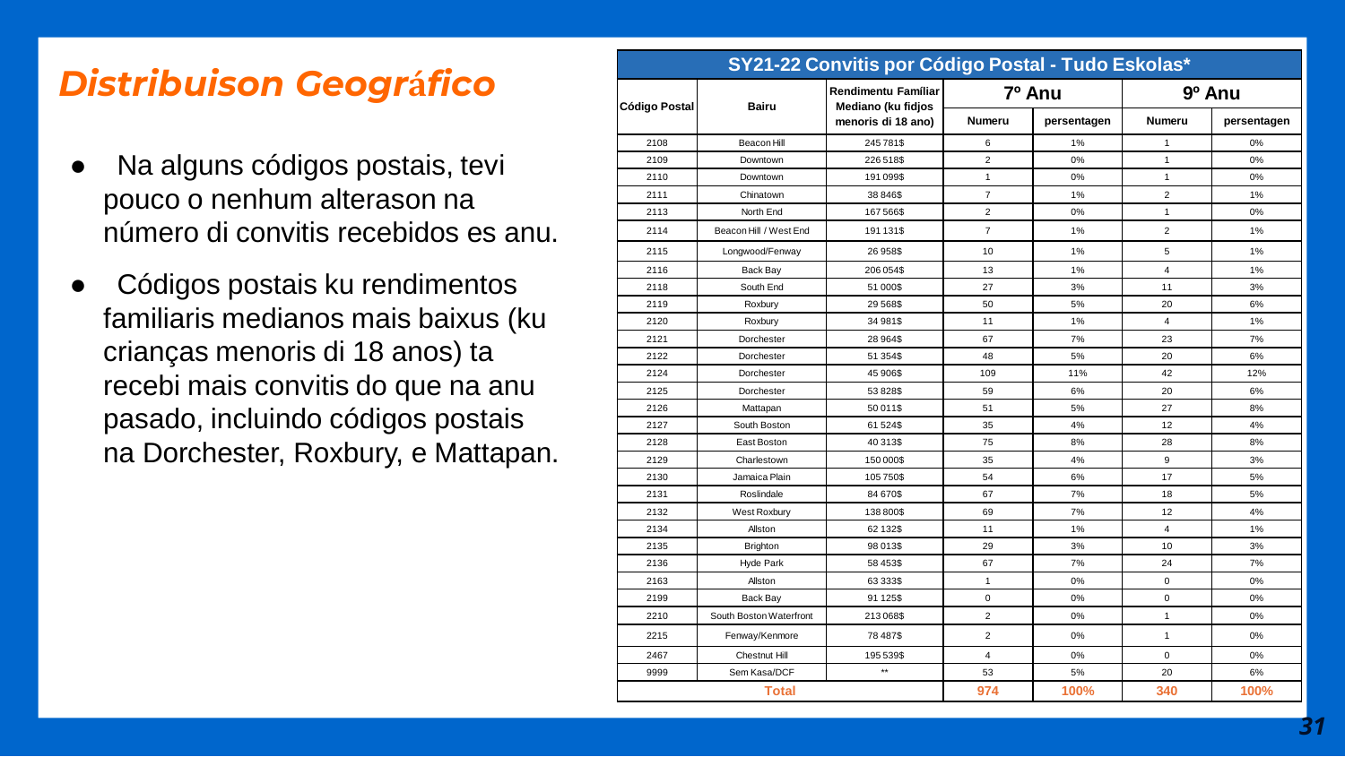# *Distribuison Geográfico*

- Na alguns códigos postais, tevi pouco o nenhum alterason na número di convitis recebidos es anu.
- Códigos postais ku rendimentos familiaris medianos mais baixus (ku crianças menoris di 18 anos) ta recebi mais convitis do que na anu pasado, incluindo códigos postais na Dorchester, Roxbury, e Mattapan.

**SY21-22 Convitis por Código Postal - Tudo Eskolas***

| Código Postal | Bairu | Rendimentu Famíliar Mediano (ku fidjos menoris di 18 ano) | 7º Anu | | 9º Anu | |
|---|---|---|---|---|---|---|
| | | | Numeru | persentagen | Numeru | persentagen |
| 2108 | Beacon Hill | 245 781$ | 6 | 1% | 1 | 0% |
| 2109 | Downtown | 226 518$ | 2 | 0% | 1 | 0% |
| 2110 | Downtown | 191 099$ | 1 | 0% | 1 | 0% |
| 2111 | Chinatown | 38 846$ | 7 | 1% | 2 | 1% |
| 2113 | North End | 167 566$ | 2 | 0% | 1 | 0% |
| 2114 | Beacon Hill / West End | 191 131$ | 7 | 1% | 2 | 1% |
| 2115 | Longwood/Fenway | 26 958$ | 10 | 1% | 5 | 1% |
| 2116 | Back Bay | 206 054$ | 13 | 1% | 4 | 1% |
| 2118 | South End | 51 000$ | 27 | 3% | 11 | 3% |
| 2119 | Roxbury | 29 568$ | 50 | 5% | 20 | 6% |
| 2120 | Roxbury | 34 981$ | 11 | 1% | 4 | 1% |
| 2121 | Dorchester | 28 964$ | 67 | 7% | 23 | 7% |
| 2122 | Dorchester | 51 354$ | 48 | 5% | 20 | 6% |
| 2124 | Dorchester | 45 906$ | 109 | 11% | 42 | 12% |
| 2125 | Dorchester | 53 828$ | 59 | 6% | 20 | 6% |
| 2126 | Mattapan | 50 011$ | 51 | 5% | 27 | 8% |
| 2127 | South Boston | 61 524$ | 35 | 4% | 12 | 4% |
| 2128 | East Boston | 40 313$ | 75 | 8% | 28 | 8% |
| 2129 | Charlestown | 150 000$ | 35 | 4% | 9 | 3% |
| 2130 | Jamaica Plain | 105 750$ | 54 | 6% | 17 | 5% |
| 2131 | Roslindale | 84 670$ | 67 | 7% | 18 | 5% |
| 2132 | West Roxbury | 138 800$ | 69 | 7% | 12 | 4% |
| 2134 | Allston | 62 132$ | 11 | 1% | 4 | 1% |
| 2135 | Brighton | 98 013$ | 29 | 3% | 10 | 3% |
| 2136 | Hyde Park | 58 453$ | 67 | 7% | 24 | 7% |
| 2163 | Allston | 63 333$ | 1 | 0% | 0 | 0% |
| 2199 | Back Bay | 91 125$ | 0 | 0% | 0 | 0% |
| 2210 | South Boston Waterfront | 213 068$ | 2 | 0% | 1 | 0% |
| 2215 | Fenway/Kenmore | 78 487$ | 2 | 0% | 1 | 0% |
| 2467 | Chestnut Hill | 195 539$ | 4 | 0% | 0 | 0% |
| 9999 | Sem Kasa/DCF | ** | 53 | 5% | 20 | 6% |
| **Total** | | | **974** | **100%** | **340** | **100%** |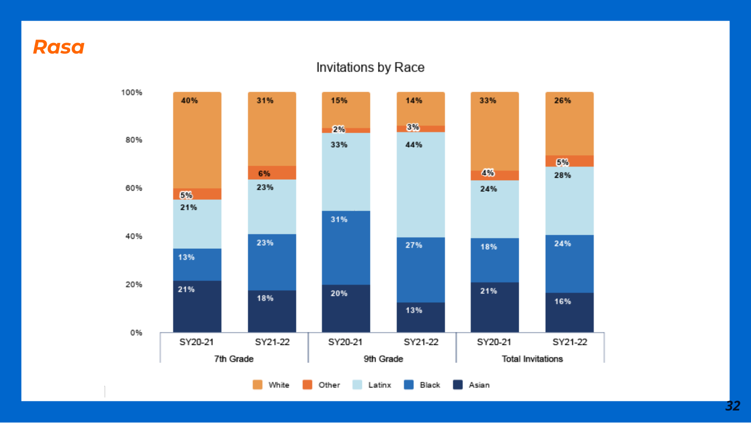Rasa

## Invitations by Race

| | 7th Grade SY20-21 | 7th Grade SY21-22 | 9th Grade SY20-21 | 9th Grade SY21-22 | Total Invitations SY20-21 | Total Invitations SY21-22 |
|---|---|---|---|---|---|---|
| White | 40% | 31% | 15% | 14% | 33% | 26% |
| Other | 5% | 6% | 2% | 3% | 4% | 5% |
| Latinx | 21% | 23% | 33% | 44% | 24% | 28% |
| Black | 13% | 23% | 31% | 27% | 18% | 24% |
| Asian | 21% | 18% | 20% | 13% | 21% | 16% |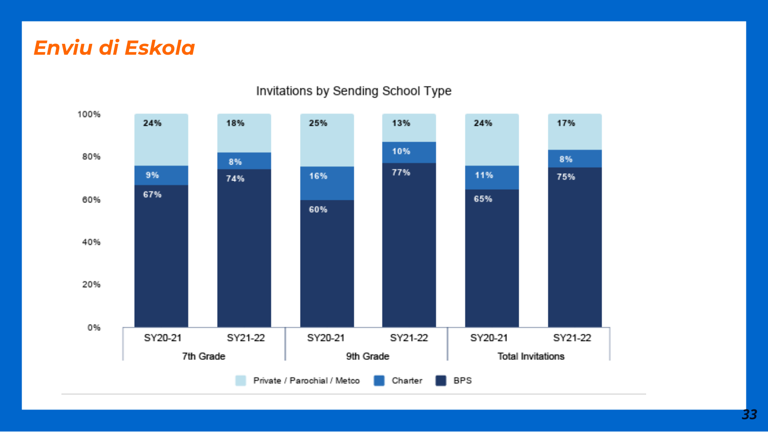# Enviu di Eskola

**Invitations by Sending School Type**

| | 7th Grade SY20-21 | 7th Grade SY21-22 | 9th Grade SY20-21 | 9th Grade SY21-22 | Total Invitations SY20-21 | Total Invitations SY21-22 |
|---|---|---|---|---|---|---|
| Private / Parochial / Metco | 24% | 18% | 25% | 13% | 24% | 17% |
| Charter | 9% | 8% | 16% | 10% | 11% | 8% |
| BPS | 67% | 74% | 60% | 77% | 65% | 75% |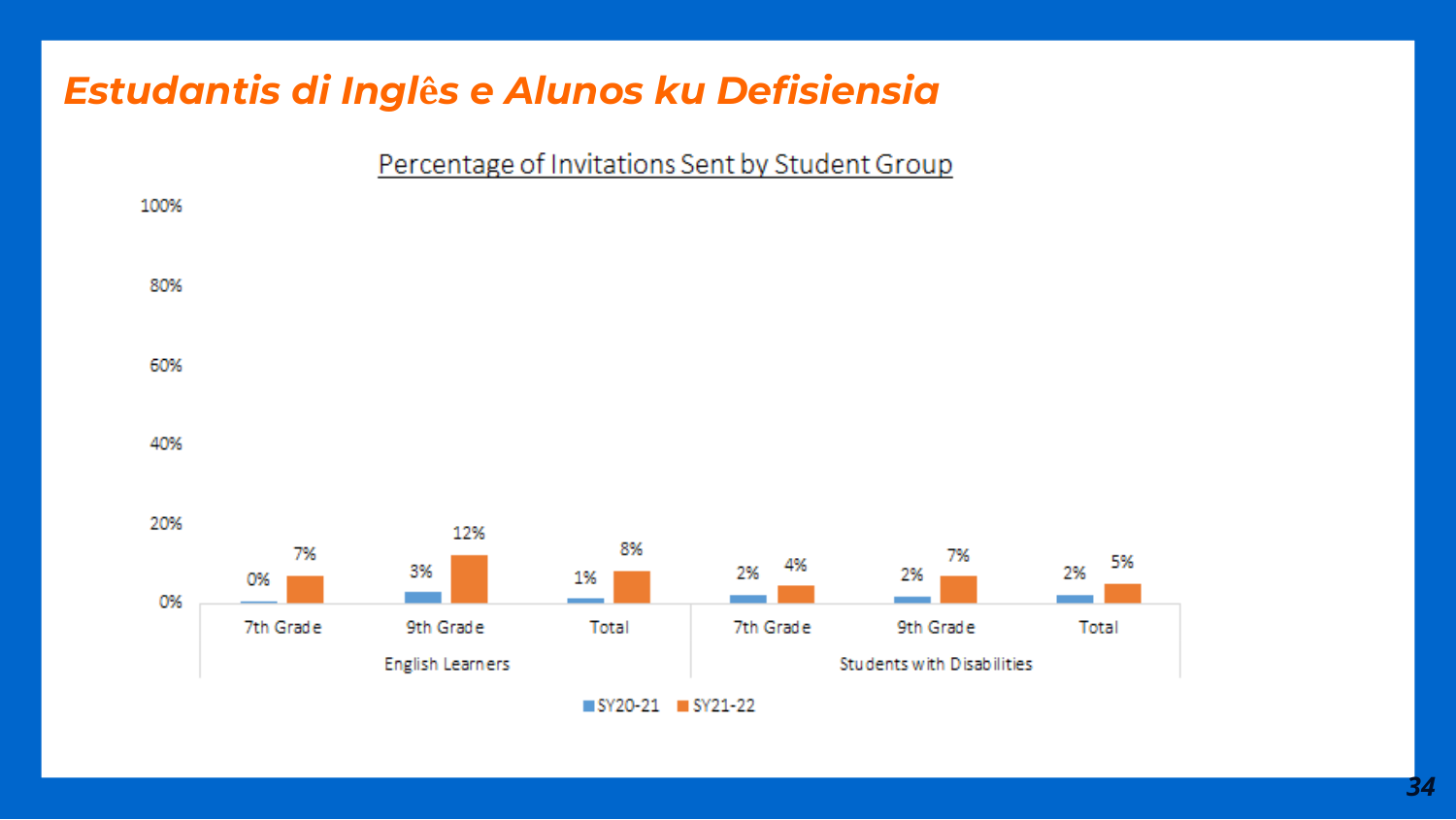# Estudantis di Inglês e Alunos ku Defisiensia

Percentage of Invitations Sent by Student Group

100%
80%
60%
40%
20%
0%

0%
7%
3%
12%
1%
8%
2%
4%
2%
7%
2%
5%

7th Grade
9th Grade
Total
English Learners

7th Grade
9th Grade
Total
Students with Disabilities

SY20-21
SY21-22